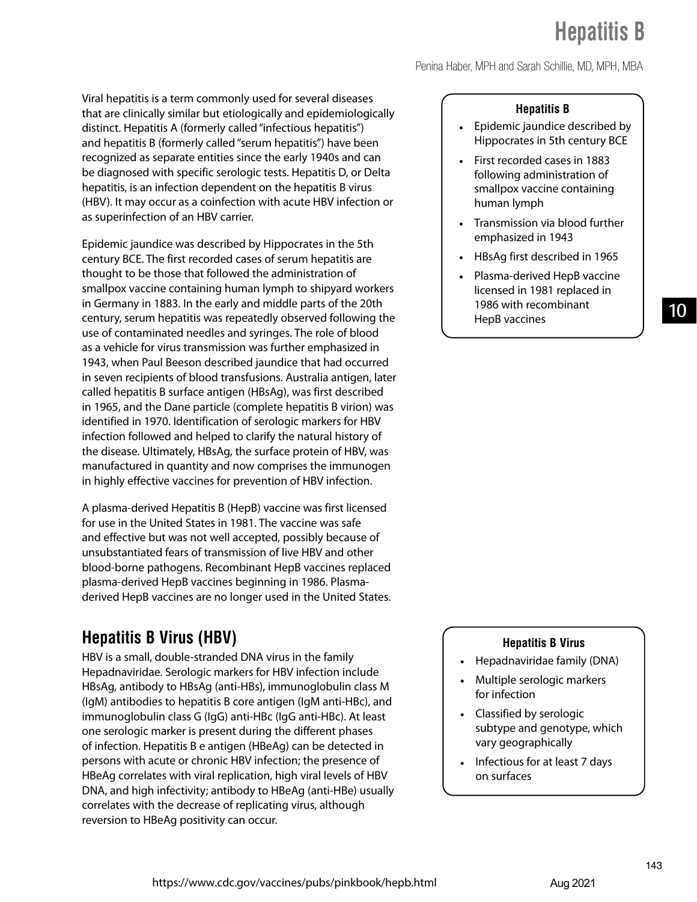# Hepatitis B

Penina Haber, MPH and Sarah Schillie, MD, MPH, MBA

Viral hepatitis is a term commonly used for several diseases that are clinically similar but etiologically and epidemiologically distinct. Hepatitis A (formerly called "infectious hepatitis") and hepatitis B (formerly called "serum hepatitis") have been recognized as separate entities since the early 1940s and can be diagnosed with specific serologic tests. Hepatitis D, or Delta hepatitis, is an infection dependent on the hepatitis B virus (HBV). It may occur as a coinfection with acute HBV infection or as superinfection of an HBV carrier.

Epidemic jaundice was described by Hippocrates in the 5th century BCE. The first recorded cases of serum hepatitis are thought to be those that followed the administration of smallpox vaccine containing human lymph to shipyard workers in Germany in 1883. In the early and middle parts of the 20th century, serum hepatitis was repeatedly observed following the use of contaminated needles and syringes. The role of blood as a vehicle for virus transmission was further emphasized in 1943, when Paul Beeson described jaundice that had occurred in seven recipients of blood transfusions. Australia antigen, later called hepatitis B surface antigen (HBsAg), was first described in 1965, and the Dane particle (complete hepatitis B virion) was identified in 1970. Identification of serologic markers for HBV infection followed and helped to clarify the natural history of the disease. Ultimately, HBsAg, the surface protein of HBV, was manufactured in quantity and now comprises the immunogen in highly effective vaccines for prevention of HBV infection.

A plasma-derived Hepatitis B (HepB) vaccine was first licensed for use in the United States in 1981. The vaccine was safe and effective but was not well accepted, possibly because of unsubstantiated fears of transmission of live HBV and other blood-borne pathogens. Recombinant HepB vaccines replaced plasma-derived HepB vaccines beginning in 1986. Plasma-derived HepB vaccines are no longer used in the United States.

**Hepatitis B**

- Epidemic jaundice described by Hippocrates in 5th century BCE
- First recorded cases in 1883 following administration of smallpox vaccine containing human lymph
- Transmission via blood further emphasized in 1943
- HBsAg first described in 1965
- Plasma-derived HepB vaccine licensed in 1981 replaced in 1986 with recombinant HepB vaccines

## Hepatitis B Virus (HBV)

HBV is a small, double-stranded DNA virus in the family Hepadnaviridae. Serologic markers for HBV infection include HBsAg, antibody to HBsAg (anti-HBs), immunoglobulin class M (IgM) antibodies to hepatitis B core antigen (IgM anti-HBc), and immunoglobulin class G (IgG) anti-HBc (IgG anti-HBc). At least one serologic marker is present during the different phases of infection. Hepatitis B e antigen (HBeAg) can be detected in persons with acute or chronic HBV infection; the presence of HBeAg correlates with viral replication, high viral levels of HBV DNA, and high infectivity; antibody to HBeAg (anti-HBe) usually correlates with the decrease of replicating virus, although reversion to HBeAg positivity can occur.

**Hepatitis B Virus**

- Hepadnaviridae family (DNA)
- Multiple serologic markers for infection
- Classified by serologic subtype and genotype, which vary geographically
- Infectious for at least 7 days on surfaces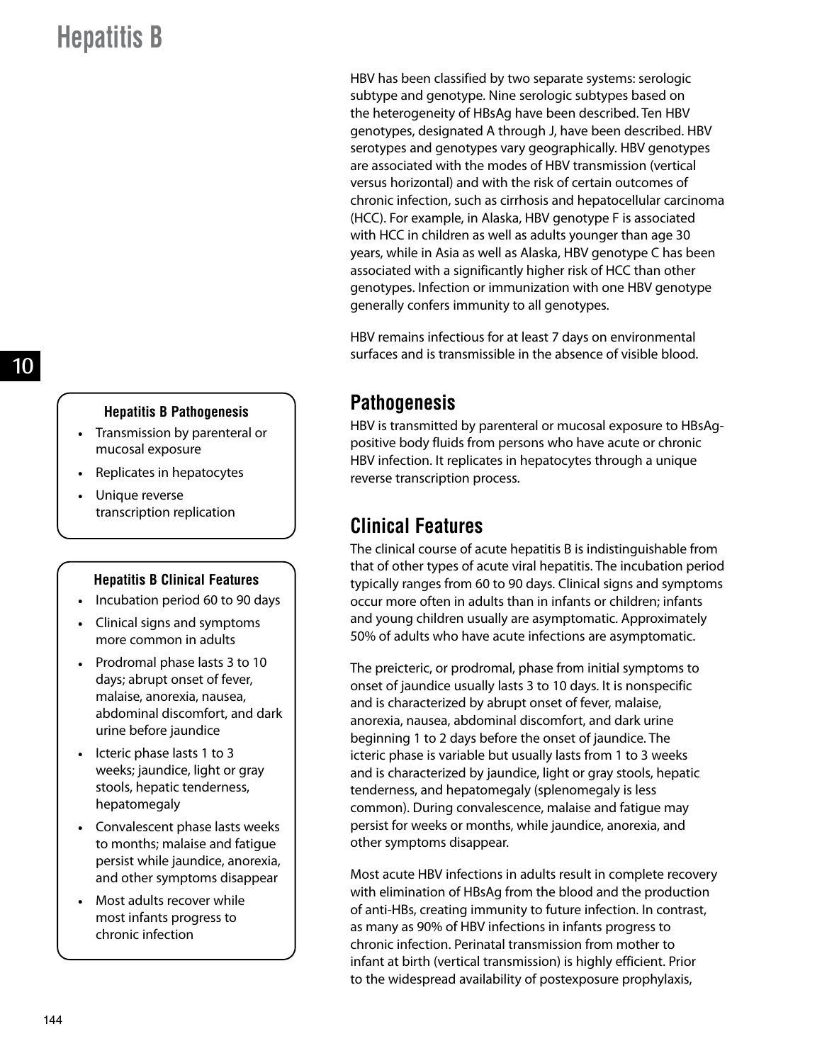HBV has been classified by two separate systems: serologic subtype and genotype. Nine serologic subtypes based on the heterogeneity of HBsAg have been described. Ten HBV genotypes, designated A through J, have been described. HBV serotypes and genotypes vary geographically. HBV genotypes are associated with the modes of HBV transmission (vertical versus horizontal) and with the risk of certain outcomes of chronic infection, such as cirrhosis and hepatocellular carcinoma (HCC). For example, in Alaska, HBV genotype F is associated with HCC in children as well as adults younger than age 30 years, while in Asia as well as Alaska, HBV genotype C has been associated with a significantly higher risk of HCC than other genotypes. Infection or immunization with one HBV genotype generally confers immunity to all genotypes.

HBV remains infectious for at least 7 days on environmental surfaces and is transmissible in the absence of visible blood.

## Pathogenesis

HBV is transmitted by parenteral or mucosal exposure to HBsAg-positive body fluids from persons who have acute or chronic HBV infection. It replicates in hepatocytes through a unique reverse transcription process.

**Hepatitis B Pathogenesis**

- Transmission by parenteral or mucosal exposure
- Replicates in hepatocytes
- Unique reverse transcription replication

## Clinical Features

The clinical course of acute hepatitis B is indistinguishable from that of other types of acute viral hepatitis. The incubation period typically ranges from 60 to 90 days. Clinical signs and symptoms occur more often in adults than in infants or children; infants and young children usually are asymptomatic. Approximately 50% of adults who have acute infections are asymptomatic.

The preicteric, or prodromal, phase from initial symptoms to onset of jaundice usually lasts 3 to 10 days. It is nonspecific and is characterized by abrupt onset of fever, malaise, anorexia, nausea, abdominal discomfort, and dark urine beginning 1 to 2 days before the onset of jaundice. The icteric phase is variable but usually lasts from 1 to 3 weeks and is characterized by jaundice, light or gray stools, hepatic tenderness, and hepatomegaly (splenomegaly is less common). During convalescence, malaise and fatigue may persist for weeks or months, while jaundice, anorexia, and other symptoms disappear.

**Hepatitis B Clinical Features**

- Incubation period 60 to 90 days
- Clinical signs and symptoms more common in adults
- Prodromal phase lasts 3 to 10 days; abrupt onset of fever, malaise, anorexia, nausea, abdominal discomfort, and dark urine before jaundice
- Icteric phase lasts 1 to 3 weeks; jaundice, light or gray stools, hepatic tenderness, hepatomegaly
- Convalescent phase lasts weeks to months; malaise and fatigue persist while jaundice, anorexia, and other symptoms disappear
- Most adults recover while most infants progress to chronic infection

Most acute HBV infections in adults result in complete recovery with elimination of HBsAg from the blood and the production of anti-HBs, creating immunity to future infection. In contrast, as many as 90% of HBV infections in infants progress to chronic infection. Perinatal transmission from mother to infant at birth (vertical transmission) is highly efficient. Prior to the widespread availability of postexposure prophylaxis,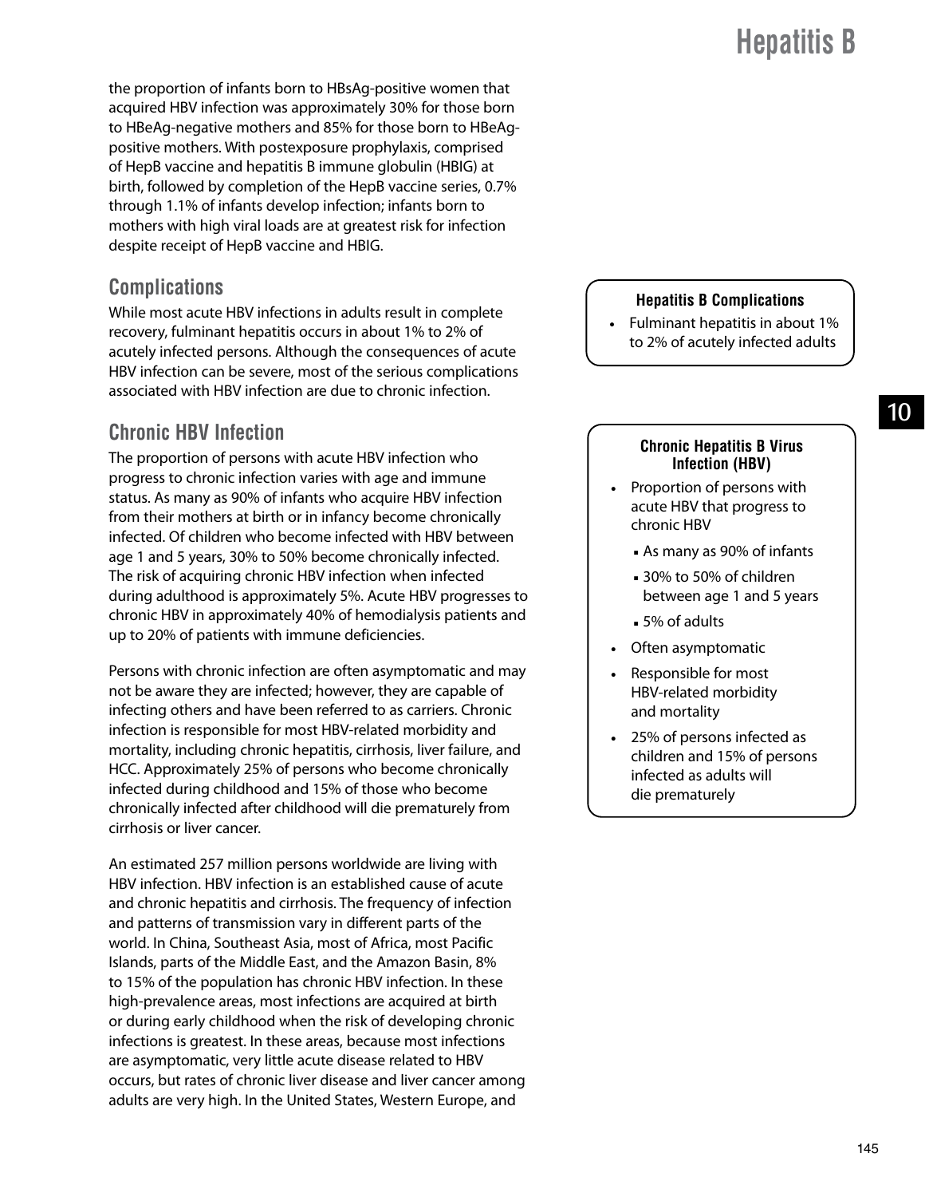the proportion of infants born to HBsAg-positive women that acquired HBV infection was approximately 30% for those born to HBeAg-negative mothers and 85% for those born to HBeAg-positive mothers. With postexposure prophylaxis, comprised of HepB vaccine and hepatitis B immune globulin (HBIG) at birth, followed by completion of the HepB vaccine series, 0.7% through 1.1% of infants develop infection; infants born to mothers with high viral loads are at greatest risk for infection despite receipt of HepB vaccine and HBIG.

## Complications

While most acute HBV infections in adults result in complete recovery, fulminant hepatitis occurs in about 1% to 2% of acutely infected persons. Although the consequences of acute HBV infection can be severe, most of the serious complications associated with HBV infection are due to chronic infection.

**Hepatitis B Complications**

- Fulminant hepatitis in about 1% to 2% of acutely infected adults

## Chronic HBV Infection

The proportion of persons with acute HBV infection who progress to chronic infection varies with age and immune status. As many as 90% of infants who acquire HBV infection from their mothers at birth or in infancy become chronically infected. Of children who become infected with HBV between age 1 and 5 years, 30% to 50% become chronically infected. The risk of acquiring chronic HBV infection when infected during adulthood is approximately 5%. Acute HBV progresses to chronic HBV in approximately 40% of hemodialysis patients and up to 20% of patients with immune deficiencies.

Persons with chronic infection are often asymptomatic and may not be aware they are infected; however, they are capable of infecting others and have been referred to as carriers. Chronic infection is responsible for most HBV-related morbidity and mortality, including chronic hepatitis, cirrhosis, liver failure, and HCC. Approximately 25% of persons who become chronically infected during childhood and 15% of those who become chronically infected after childhood will die prematurely from cirrhosis or liver cancer.

**Chronic Hepatitis B Virus Infection (HBV)**

- Proportion of persons with acute HBV that progress to chronic HBV
  - As many as 90% of infants
  - 30% to 50% of children between age 1 and 5 years
  - 5% of adults
- Often asymptomatic
- Responsible for most HBV-related morbidity and mortality
- 25% of persons infected as children and 15% of persons infected as adults will die prematurely

An estimated 257 million persons worldwide are living with HBV infection. HBV infection is an established cause of acute and chronic hepatitis and cirrhosis. The frequency of infection and patterns of transmission vary in different parts of the world. In China, Southeast Asia, most of Africa, most Pacific Islands, parts of the Middle East, and the Amazon Basin, 8% to 15% of the population has chronic HBV infection. In these high-prevalence areas, most infections are acquired at birth or during early childhood when the risk of developing chronic infections is greatest. In these areas, because most infections are asymptomatic, very little acute disease related to HBV occurs, but rates of chronic liver disease and liver cancer among adults are very high. In the United States, Western Europe, and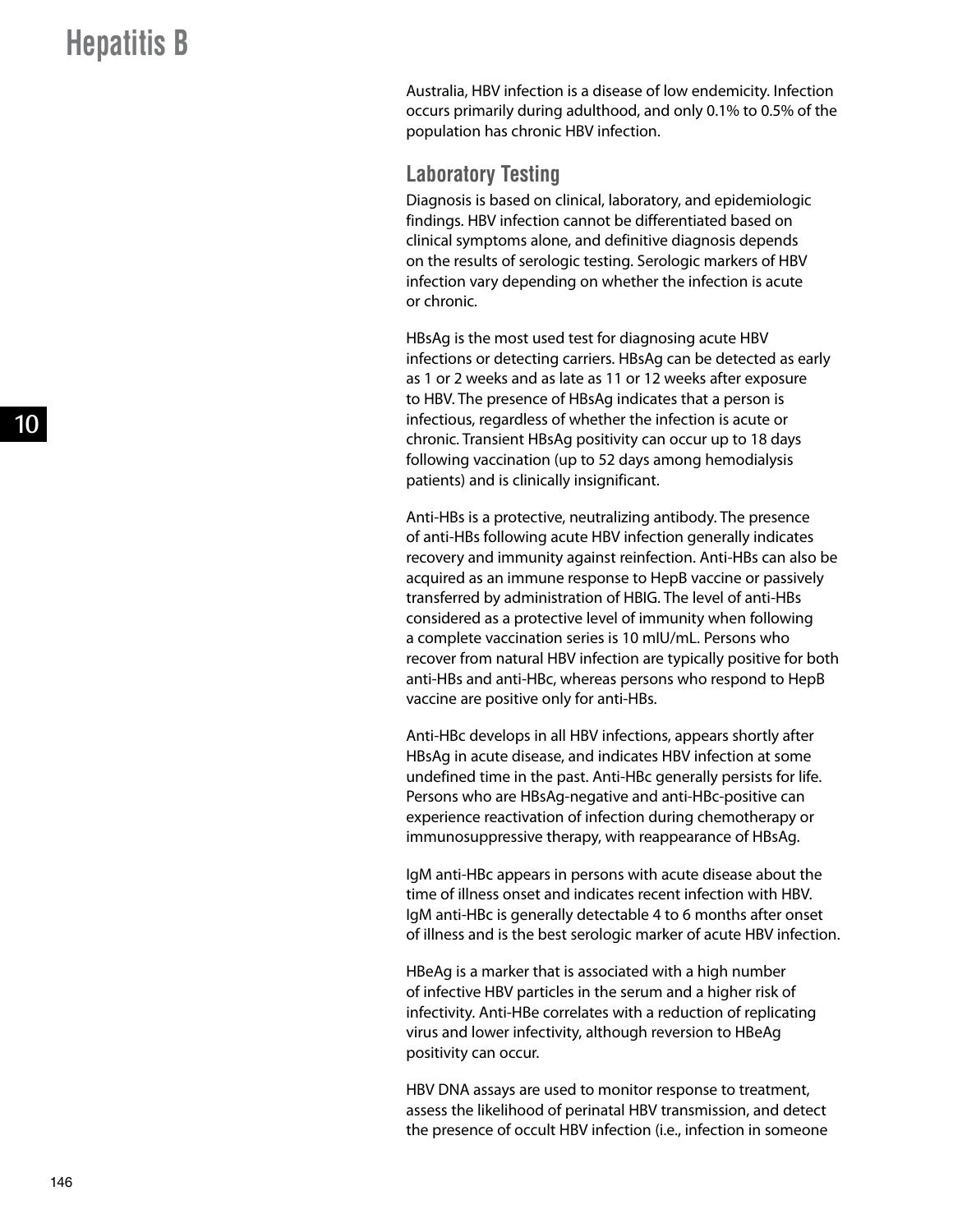Australia, HBV infection is a disease of low endemicity. Infection occurs primarily during adulthood, and only 0.1% to 0.5% of the population has chronic HBV infection.

## Laboratory Testing

Diagnosis is based on clinical, laboratory, and epidemiologic findings. HBV infection cannot be differentiated based on clinical symptoms alone, and definitive diagnosis depends on the results of serologic testing. Serologic markers of HBV infection vary depending on whether the infection is acute or chronic.

HBsAg is the most used test for diagnosing acute HBV infections or detecting carriers. HBsAg can be detected as early as 1 or 2 weeks and as late as 11 or 12 weeks after exposure to HBV. The presence of HBsAg indicates that a person is infectious, regardless of whether the infection is acute or chronic. Transient HBsAg positivity can occur up to 18 days following vaccination (up to 52 days among hemodialysis patients) and is clinically insignificant.

Anti-HBs is a protective, neutralizing antibody. The presence of anti-HBs following acute HBV infection generally indicates recovery and immunity against reinfection. Anti-HBs can also be acquired as an immune response to HepB vaccine or passively transferred by administration of HBIG. The level of anti-HBs considered as a protective level of immunity when following a complete vaccination series is 10 mIU/mL. Persons who recover from natural HBV infection are typically positive for both anti-HBs and anti-HBc, whereas persons who respond to HepB vaccine are positive only for anti-HBs.

Anti-HBc develops in all HBV infections, appears shortly after HBsAg in acute disease, and indicates HBV infection at some undefined time in the past. Anti-HBc generally persists for life. Persons who are HBsAg-negative and anti-HBc-positive can experience reactivation of infection during chemotherapy or immunosuppressive therapy, with reappearance of HBsAg.

IgM anti-HBc appears in persons with acute disease about the time of illness onset and indicates recent infection with HBV. IgM anti-HBc is generally detectable 4 to 6 months after onset of illness and is the best serologic marker of acute HBV infection.

HBeAg is a marker that is associated with a high number of infective HBV particles in the serum and a higher risk of infectivity. Anti-HBe correlates with a reduction of replicating virus and lower infectivity, although reversion to HBeAg positivity can occur.

HBV DNA assays are used to monitor response to treatment, assess the likelihood of perinatal HBV transmission, and detect the presence of occult HBV infection (i.e., infection in someone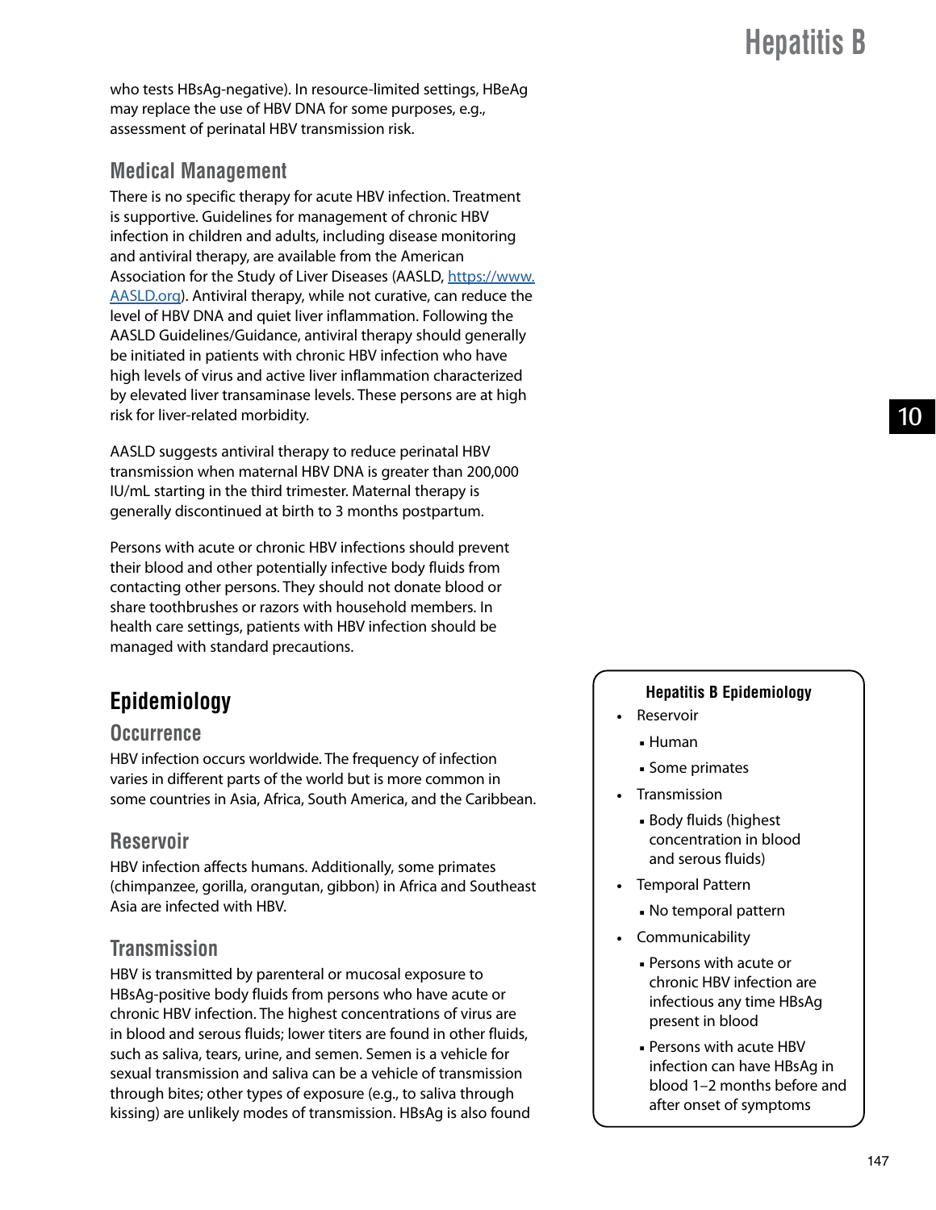who tests HBsAg-negative). In resource-limited settings, HBeAg may replace the use of HBV DNA for some purposes, e.g., assessment of perinatal HBV transmission risk.

### Medical Management

There is no specific therapy for acute HBV infection. Treatment is supportive. Guidelines for management of chronic HBV infection in children and adults, including disease monitoring and antiviral therapy, are available from the American Association for the Study of Liver Diseases (AASLD, [https://www.AASLD.org](https://www.AASLD.org)). Antiviral therapy, while not curative, can reduce the level of HBV DNA and quiet liver inflammation. Following the AASLD Guidelines/Guidance, antiviral therapy should generally be initiated in patients with chronic HBV infection who have high levels of virus and active liver inflammation characterized by elevated liver transaminase levels. These persons are at high risk for liver-related morbidity.

AASLD suggests antiviral therapy to reduce perinatal HBV transmission when maternal HBV DNA is greater than 200,000 IU/mL starting in the third trimester. Maternal therapy is generally discontinued at birth to 3 months postpartum.

Persons with acute or chronic HBV infections should prevent their blood and other potentially infective body fluids from contacting other persons. They should not donate blood or share toothbrushes or razors with household members. In health care settings, patients with HBV infection should be managed with standard precautions.

## Epidemiology

### Occurrence

HBV infection occurs worldwide. The frequency of infection varies in different parts of the world but is more common in some countries in Asia, Africa, South America, and the Caribbean.

### Reservoir

HBV infection affects humans. Additionally, some primates (chimpanzee, gorilla, orangutan, gibbon) in Africa and Southeast Asia are infected with HBV.

### Transmission

HBV is transmitted by parenteral or mucosal exposure to HBsAg-positive body fluids from persons who have acute or chronic HBV infection. The highest concentrations of virus are in blood and serous fluids; lower titers are found in other fluids, such as saliva, tears, urine, and semen. Semen is a vehicle for sexual transmission and saliva can be a vehicle of transmission through bites; other types of exposure (e.g., to saliva through kissing) are unlikely modes of transmission. HBsAg is also found

**Hepatitis B Epidemiology**

- Reservoir
  - Human
  - Some primates
- Transmission
  - Body fluids (highest concentration in blood and serous fluids)
- Temporal Pattern
  - No temporal pattern
- Communicability
  - Persons with acute or chronic HBV infection are infectious any time HBsAg present in blood
  - Persons with acute HBV infection can have HBsAg in blood 1–2 months before and after onset of symptoms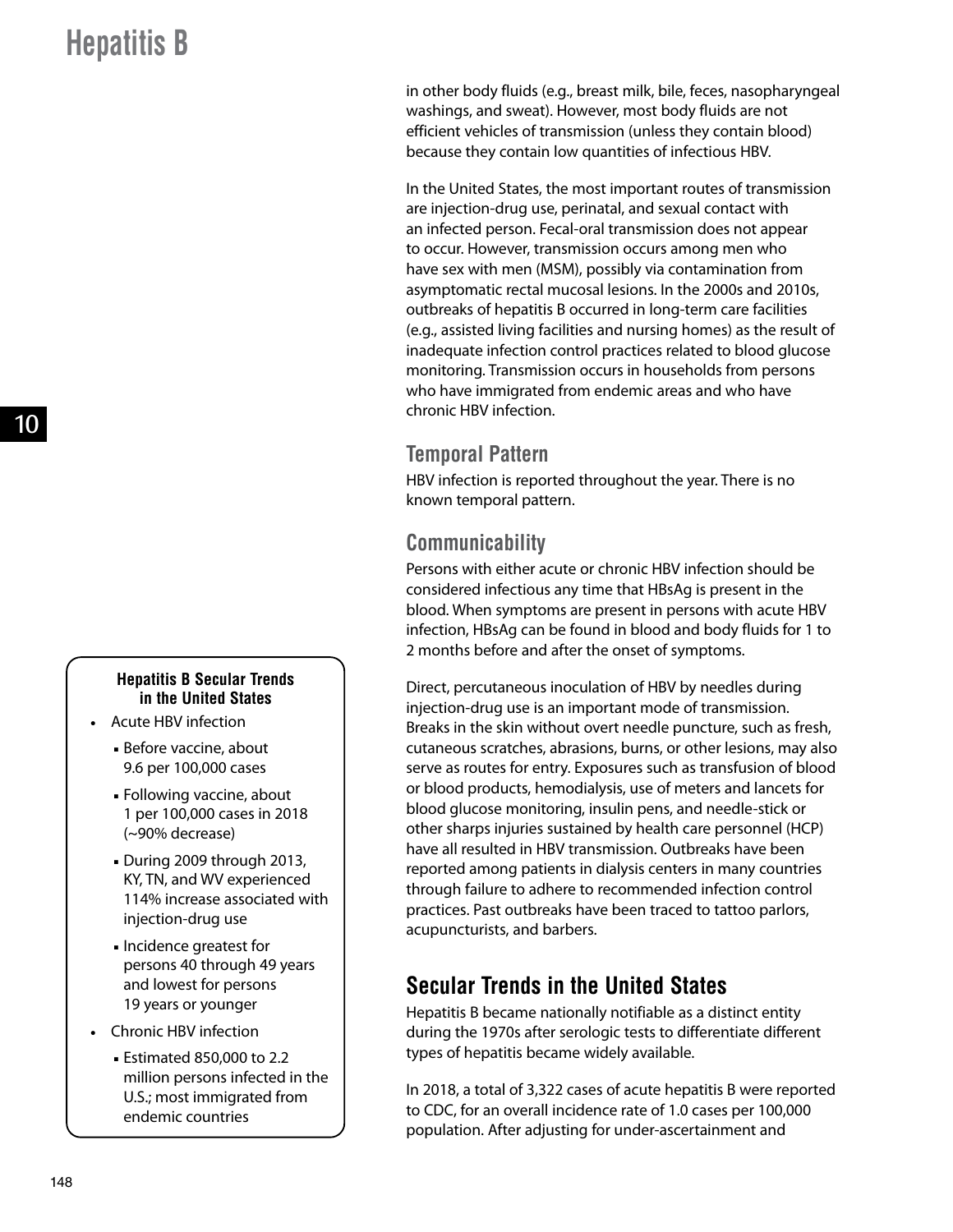in other body fluids (e.g., breast milk, bile, feces, nasopharyngeal washings, and sweat). However, most body fluids are not efficient vehicles of transmission (unless they contain blood) because they contain low quantities of infectious HBV.

In the United States, the most important routes of transmission are injection-drug use, perinatal, and sexual contact with an infected person. Fecal-oral transmission does not appear to occur. However, transmission occurs among men who have sex with men (MSM), possibly via contamination from asymptomatic rectal mucosal lesions. In the 2000s and 2010s, outbreaks of hepatitis B occurred in long-term care facilities (e.g., assisted living facilities and nursing homes) as the result of inadequate infection control practices related to blood glucose monitoring. Transmission occurs in households from persons who have immigrated from endemic areas and who have chronic HBV infection.

### Temporal Pattern

HBV infection is reported throughout the year. There is no known temporal pattern.

### Communicability

Persons with either acute or chronic HBV infection should be considered infectious any time that HBsAg is present in the blood. When symptoms are present in persons with acute HBV infection, HBsAg can be found in blood and body fluids for 1 to 2 months before and after the onset of symptoms.

Direct, percutaneous inoculation of HBV by needles during injection-drug use is an important mode of transmission. Breaks in the skin without overt needle puncture, such as fresh, cutaneous scratches, abrasions, burns, or other lesions, may also serve as routes for entry. Exposures such as transfusion of blood or blood products, hemodialysis, use of meters and lancets for blood glucose monitoring, insulin pens, and needle-stick or other sharps injuries sustained by health care personnel (HCP) have all resulted in HBV transmission. Outbreaks have been reported among patients in dialysis centers in many countries through failure to adhere to recommended infection control practices. Past outbreaks have been traced to tattoo parlors, acupuncturists, and barbers.

**Hepatitis B Secular Trends in the United States**

- Acute HBV infection
  - Before vaccine, about 9.6 per 100,000 cases
  - Following vaccine, about 1 per 100,000 cases in 2018 (~90% decrease)
  - During 2009 through 2013, KY, TN, and WV experienced 114% increase associated with injection-drug use
  - Incidence greatest for persons 40 through 49 years and lowest for persons 19 years or younger
- Chronic HBV infection
  - Estimated 850,000 to 2.2 million persons infected in the U.S.; most immigrated from endemic countries

## Secular Trends in the United States

Hepatitis B became nationally notifiable as a distinct entity during the 1970s after serologic tests to differentiate different types of hepatitis became widely available.

In 2018, a total of 3,322 cases of acute hepatitis B were reported to CDC, for an overall incidence rate of 1.0 cases per 100,000 population. After adjusting for under-ascertainment and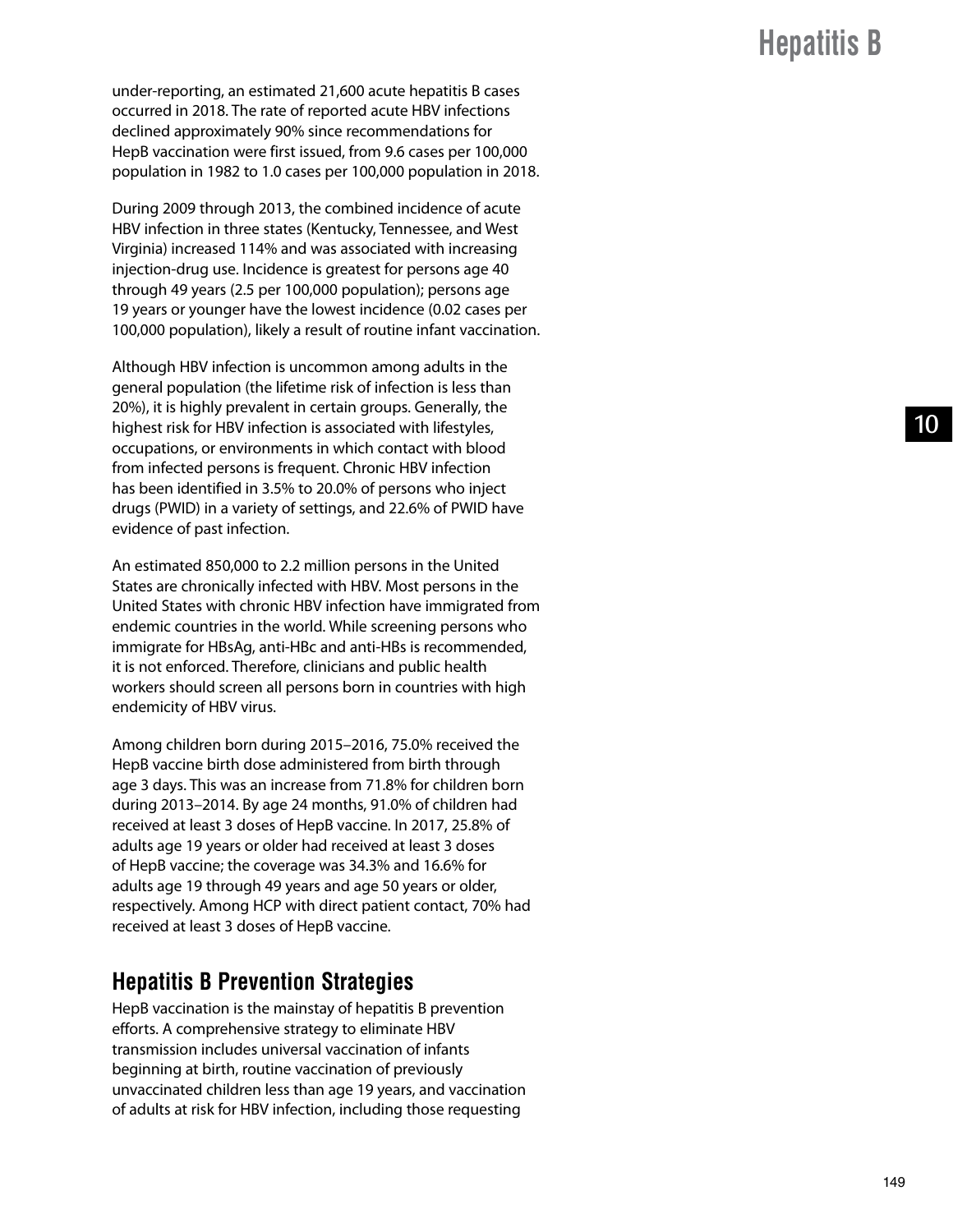under-reporting, an estimated 21,600 acute hepatitis B cases occurred in 2018. The rate of reported acute HBV infections declined approximately 90% since recommendations for HepB vaccination were first issued, from 9.6 cases per 100,000 population in 1982 to 1.0 cases per 100,000 population in 2018.

During 2009 through 2013, the combined incidence of acute HBV infection in three states (Kentucky, Tennessee, and West Virginia) increased 114% and was associated with increasing injection-drug use. Incidence is greatest for persons age 40 through 49 years (2.5 per 100,000 population); persons age 19 years or younger have the lowest incidence (0.02 cases per 100,000 population), likely a result of routine infant vaccination.

Although HBV infection is uncommon among adults in the general population (the lifetime risk of infection is less than 20%), it is highly prevalent in certain groups. Generally, the highest risk for HBV infection is associated with lifestyles, occupations, or environments in which contact with blood from infected persons is frequent. Chronic HBV infection has been identified in 3.5% to 20.0% of persons who inject drugs (PWID) in a variety of settings, and 22.6% of PWID have evidence of past infection.

An estimated 850,000 to 2.2 million persons in the United States are chronically infected with HBV. Most persons in the United States with chronic HBV infection have immigrated from endemic countries in the world. While screening persons who immigrate for HBsAg, anti-HBc and anti-HBs is recommended, it is not enforced. Therefore, clinicians and public health workers should screen all persons born in countries with high endemicity of HBV virus.

Among children born during 2015–2016, 75.0% received the HepB vaccine birth dose administered from birth through age 3 days. This was an increase from 71.8% for children born during 2013–2014. By age 24 months, 91.0% of children had received at least 3 doses of HepB vaccine. In 2017, 25.8% of adults age 19 years or older had received at least 3 doses of HepB vaccine; the coverage was 34.3% and 16.6% for adults age 19 through 49 years and age 50 years or older, respectively. Among HCP with direct patient contact, 70% had received at least 3 doses of HepB vaccine.

## Hepatitis B Prevention Strategies

HepB vaccination is the mainstay of hepatitis B prevention efforts. A comprehensive strategy to eliminate HBV transmission includes universal vaccination of infants beginning at birth, routine vaccination of previously unvaccinated children less than age 19 years, and vaccination of adults at risk for HBV infection, including those requesting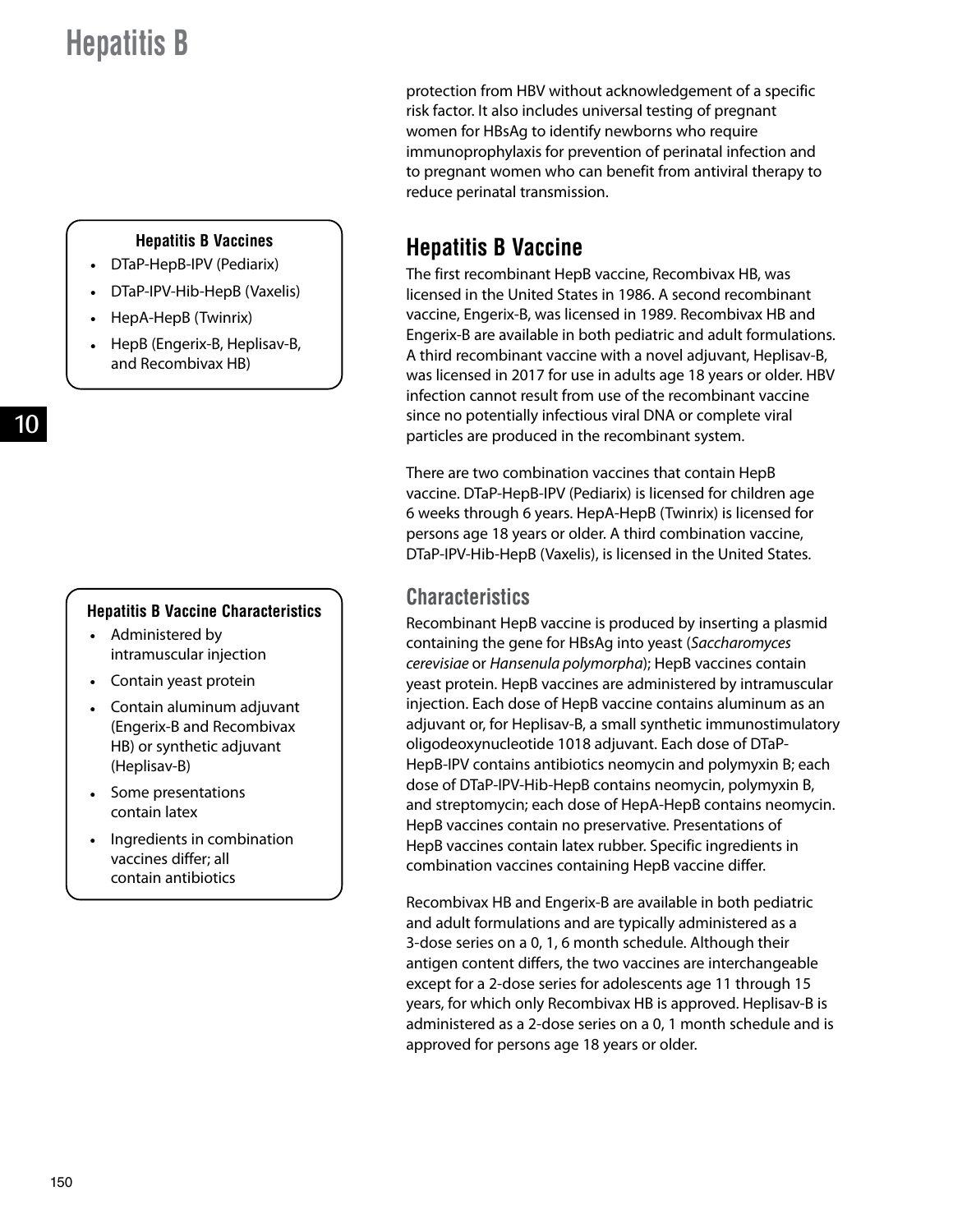protection from HBV without acknowledgement of a specific risk factor. It also includes universal testing of pregnant women for HBsAg to identify newborns who require immunoprophylaxis for prevention of perinatal infection and to pregnant women who can benefit from antiviral therapy to reduce perinatal transmission.

**Hepatitis B Vaccines**

- DTaP-HepB-IPV (Pediarix)
- DTaP-IPV-Hib-HepB (Vaxelis)
- HepA-HepB (Twinrix)
- HepB (Engerix-B, Heplisav-B, and Recombivax HB)

## Hepatitis B Vaccine

The first recombinant HepB vaccine, Recombivax HB, was licensed in the United States in 1986. A second recombinant vaccine, Engerix-B, was licensed in 1989. Recombivax HB and Engerix-B are available in both pediatric and adult formulations. A third recombinant vaccine with a novel adjuvant, Heplisav-B, was licensed in 2017 for use in adults age 18 years or older. HBV infection cannot result from use of the recombinant vaccine since no potentially infectious viral DNA or complete viral particles are produced in the recombinant system.

There are two combination vaccines that contain HepB vaccine. DTaP-HepB-IPV (Pediarix) is licensed for children age 6 weeks through 6 years. HepA-HepB (Twinrix) is licensed for persons age 18 years or older. A third combination vaccine, DTaP-IPV-Hib-HepB (Vaxelis), is licensed in the United States.

**Hepatitis B Vaccine Characteristics**

- Administered by intramuscular injection
- Contain yeast protein
- Contain aluminum adjuvant (Engerix-B and Recombivax HB) or synthetic adjuvant (Heplisav-B)
- Some presentations contain latex
- Ingredients in combination vaccines differ; all contain antibiotics

### Characteristics

Recombinant HepB vaccine is produced by inserting a plasmid containing the gene for HBsAg into yeast (*Saccharomyces cerevisiae* or *Hansenula polymorpha*); HepB vaccines contain yeast protein. HepB vaccines are administered by intramuscular injection. Each dose of HepB vaccine contains aluminum as an adjuvant or, for Heplisav-B, a small synthetic immunostimulatory oligodeoxynucleotide 1018 adjuvant. Each dose of DTaP-HepB-IPV contains antibiotics neomycin and polymyxin B; each dose of DTaP-IPV-Hib-HepB contains neomycin, polymyxin B, and streptomycin; each dose of HepA-HepB contains neomycin. HepB vaccines contain no preservative. Presentations of HepB vaccines contain latex rubber. Specific ingredients in combination vaccines containing HepB vaccine differ.

Recombivax HB and Engerix-B are available in both pediatric and adult formulations and are typically administered as a 3-dose series on a 0, 1, 6 month schedule. Although their antigen content differs, the two vaccines are interchangeable except for a 2-dose series for adolescents age 11 through 15 years, for which only Recombivax HB is approved. Heplisav-B is administered as a 2-dose series on a 0, 1 month schedule and is approved for persons age 18 years or older.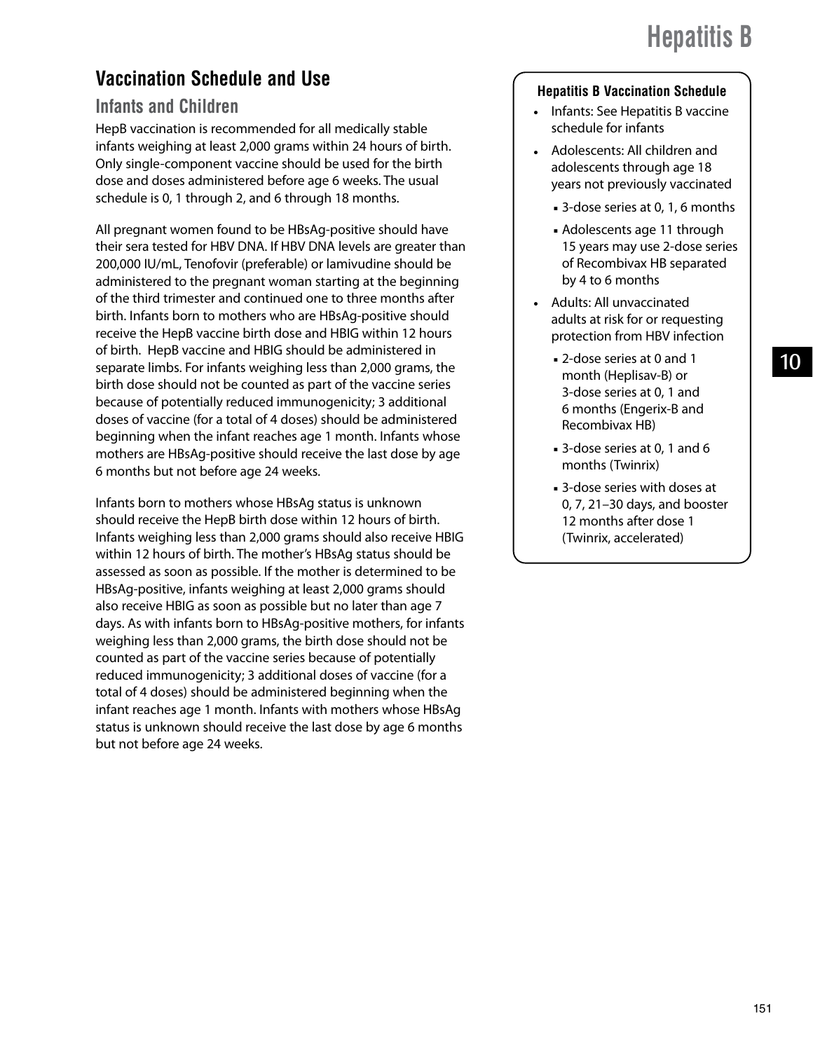## Vaccination Schedule and Use

### Infants and Children

HepB vaccination is recommended for all medically stable infants weighing at least 2,000 grams within 24 hours of birth. Only single-component vaccine should be used for the birth dose and doses administered before age 6 weeks. The usual schedule is 0, 1 through 2, and 6 through 18 months.

All pregnant women found to be HBsAg-positive should have their sera tested for HBV DNA. If HBV DNA levels are greater than 200,000 IU/mL, Tenofovir (preferable) or lamivudine should be administered to the pregnant woman starting at the beginning of the third trimester and continued one to three months after birth. Infants born to mothers who are HBsAg-positive should receive the HepB vaccine birth dose and HBIG within 12 hours of birth. HepB vaccine and HBIG should be administered in separate limbs. For infants weighing less than 2,000 grams, the birth dose should not be counted as part of the vaccine series because of potentially reduced immunogenicity; 3 additional doses of vaccine (for a total of 4 doses) should be administered beginning when the infant reaches age 1 month. Infants whose mothers are HBsAg-positive should receive the last dose by age 6 months but not before age 24 weeks.

Infants born to mothers whose HBsAg status is unknown should receive the HepB birth dose within 12 hours of birth. Infants weighing less than 2,000 grams should also receive HBIG within 12 hours of birth. The mother's HBsAg status should be assessed as soon as possible. If the mother is determined to be HBsAg-positive, infants weighing at least 2,000 grams should also receive HBIG as soon as possible but no later than age 7 days. As with infants born to HBsAg-positive mothers, for infants weighing less than 2,000 grams, the birth dose should not be counted as part of the vaccine series because of potentially reduced immunogenicity; 3 additional doses of vaccine (for a total of 4 doses) should be administered beginning when the infant reaches age 1 month. Infants with mothers whose HBsAg status is unknown should receive the last dose by age 6 months but not before age 24 weeks.

**Hepatitis B Vaccination Schedule**

- Infants: See Hepatitis B vaccine schedule for infants
- Adolescents: All children and adolescents through age 18 years not previously vaccinated
  - 3-dose series at 0, 1, 6 months
  - Adolescents age 11 through 15 years may use 2-dose series of Recombivax HB separated by 4 to 6 months
- Adults: All unvaccinated adults at risk for or requesting protection from HBV infection
  - 2-dose series at 0 and 1 month (Heplisav-B) or 3-dose series at 0, 1 and 6 months (Engerix-B and Recombivax HB)
  - 3-dose series at 0, 1 and 6 months (Twinrix)
  - 3-dose series with doses at 0, 7, 21–30 days, and booster 12 months after dose 1 (Twinrix, accelerated)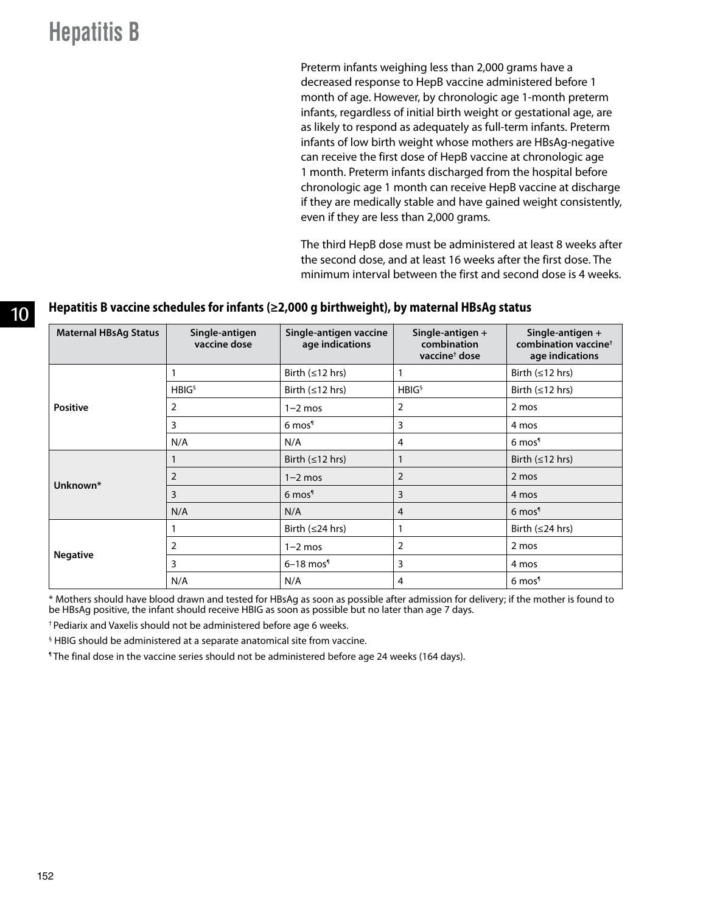# Hepatitis B

Preterm infants weighing less than 2,000 grams have a decreased response to HepB vaccine administered before 1 month of age. However, by chronologic age 1-month preterm infants, regardless of initial birth weight or gestational age, are as likely to respond as adequately as full-term infants. Preterm infants of low birth weight whose mothers are HBsAg-negative can receive the first dose of HepB vaccine at chronologic age 1 month. Preterm infants discharged from the hospital before chronologic age 1 month can receive HepB vaccine at discharge if they are medically stable and have gained weight consistently, even if they are less than 2,000 grams.

The third HepB dose must be administered at least 8 weeks after the second dose, and at least 16 weeks after the first dose. The minimum interval between the first and second dose is 4 weeks.

### Hepatitis B vaccine schedules for infants (≥2,000 g birthweight), by maternal HBsAg status

| Maternal HBsAg Status | Single-antigen vaccine dose | Single-antigen vaccine age indications | Single-antigen + combination vaccine[†] dose | Single-antigen + combination vaccine[†] age indications |
|---|---|---|---|---|
| Positive | 1 | Birth (≤12 hrs) | 1 | Birth (≤12 hrs) |
| | HBIG[§] | Birth (≤12 hrs) | HBIG[§] | Birth (≤12 hrs) |
| | 2 | 1–2 mos | 2 | 2 mos |
| | 3 | 6 mos[¶] | 3 | 4 mos |
| | N/A | N/A | 4 | 6 mos[¶] |
| Unknown* | 1 | Birth (≤12 hrs) | 1 | Birth (≤12 hrs) |
| | 2 | 1–2 mos | 2 | 2 mos |
| | 3 | 6 mos[¶] | 3 | 4 mos |
| | N/A | N/A | 4 | 6 mos[¶] |
| Negative | 1 | Birth (≤24 hrs) | 1 | Birth (≤24 hrs) |
| | 2 | 1–2 mos | 2 | 2 mos |
| | 3 | 6–18 mos[¶] | 3 | 4 mos |
| | N/A | N/A | 4 | 6 mos[¶] |

* Mothers should have blood drawn and tested for HBsAg as soon as possible after admission for delivery; if the mother is found to be HBsAg positive, the infant should receive HBIG as soon as possible but no later than age 7 days.

[†] Pediarix and Vaxelis should not be administered before age 6 weeks.

[§] HBIG should be administered at a separate anatomical site from vaccine.

[¶] The final dose in the vaccine series should not be administered before age 24 weeks (164 days).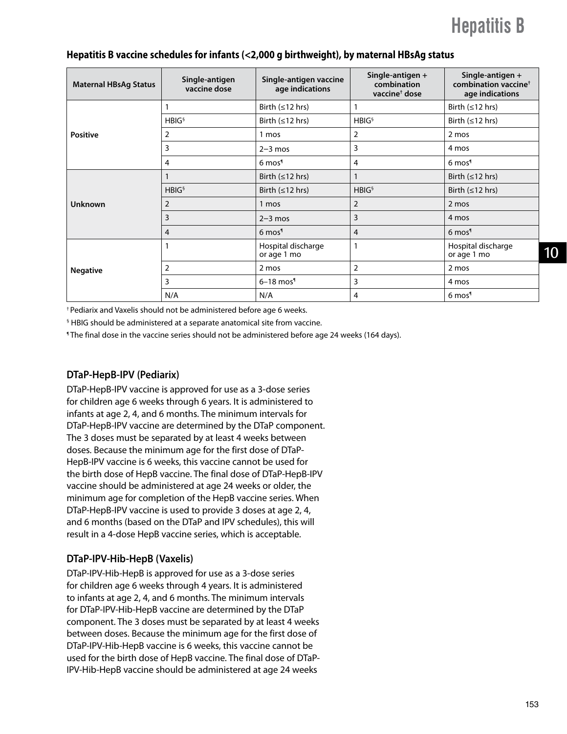### Hepatitis B vaccine schedules for infants (<2,000 g birthweight), by maternal HBsAg status

| Maternal HBsAg Status | Single-antigen vaccine dose | Single-antigen vaccine age indications | Single-antigen + combination vaccine† dose | Single-antigen + combination vaccine† age indications |
|---|---|---|---|---|
| **Positive** | 1 | Birth (≤12 hrs) | 1 | Birth (≤12 hrs) |
| | HBIG§ | Birth (≤12 hrs) | HBIG§ | Birth (≤12 hrs) |
| | 2 | 1 mos | 2 | 2 mos |
| | 3 | 2–3 mos | 3 | 4 mos |
| | 4 | 6 mos¶ | 4 | 6 mos¶ |
| **Unknown** | 1 | Birth (≤12 hrs) | 1 | Birth (≤12 hrs) |
| | HBIG§ | Birth (≤12 hrs) | HBIG§ | Birth (≤12 hrs) |
| | 2 | 1 mos | 2 | 2 mos |
| | 3 | 2–3 mos | 3 | 4 mos |
| | 4 | 6 mos¶ | 4 | 6 mos¶ |
| **Negative** | 1 | Hospital discharge or age 1 mo | 1 | Hospital discharge or age 1 mo |
| | 2 | 2 mos | 2 | 2 mos |
| | 3 | 6–18 mos¶ | 3 | 4 mos |
| | N/A | N/A | 4 | 6 mos¶ |

† Pediarix and Vaxelis should not be administered before age 6 weeks.

§ HBIG should be administered at a separate anatomical site from vaccine.

¶ The final dose in the vaccine series should not be administered before age 24 weeks (164 days).

### DTaP-HepB-IPV (Pediarix)

DTaP-HepB-IPV vaccine is approved for use as a 3-dose series for children age 6 weeks through 6 years. It is administered to infants at age 2, 4, and 6 months. The minimum intervals for DTaP-HepB-IPV vaccine are determined by the DTaP component. The 3 doses must be separated by at least 4 weeks between doses. Because the minimum age for the first dose of DTaP-HepB-IPV vaccine is 6 weeks, this vaccine cannot be used for the birth dose of HepB vaccine. The final dose of DTaP-HepB-IPV vaccine should be administered at age 24 weeks or older, the minimum age for completion of the HepB vaccine series. When DTaP-HepB-IPV vaccine is used to provide 3 doses at age 2, 4, and 6 months (based on the DTaP and IPV schedules), this will result in a 4-dose HepB vaccine series, which is acceptable.

### DTaP-IPV-Hib-HepB (Vaxelis)

DTaP-IPV-Hib-HepB is approved for use as a 3-dose series for children age 6 weeks through 4 years. It is administered to infants at age 2, 4, and 6 months. The minimum intervals for DTaP-IPV-Hib-HepB vaccine are determined by the DTaP component. The 3 doses must be separated by at least 4 weeks between doses. Because the minimum age for the first dose of DTaP-IPV-Hib-HepB vaccine is 6 weeks, this vaccine cannot be used for the birth dose of HepB vaccine. The final dose of DTaP-IPV-Hib-HepB vaccine should be administered at age 24 weeks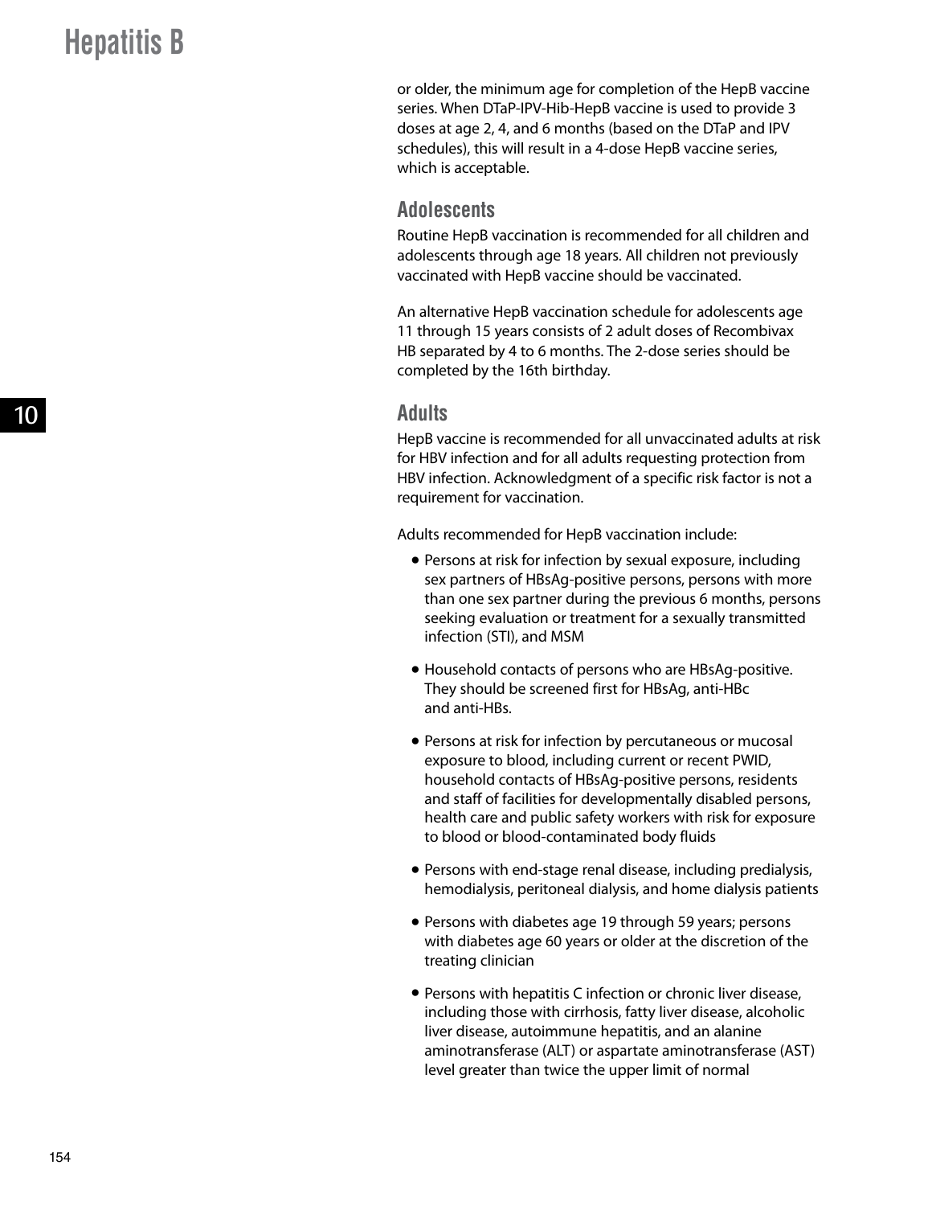or older, the minimum age for completion of the HepB vaccine series. When DTaP-IPV-Hib-HepB vaccine is used to provide 3 doses at age 2, 4, and 6 months (based on the DTaP and IPV schedules), this will result in a 4-dose HepB vaccine series, which is acceptable.

### Adolescents

Routine HepB vaccination is recommended for all children and adolescents through age 18 years. All children not previously vaccinated with HepB vaccine should be vaccinated.

An alternative HepB vaccination schedule for adolescents age 11 through 15 years consists of 2 adult doses of Recombivax HB separated by 4 to 6 months. The 2-dose series should be completed by the 16th birthday.

### Adults

HepB vaccine is recommended for all unvaccinated adults at risk for HBV infection and for all adults requesting protection from HBV infection. Acknowledgment of a specific risk factor is not a requirement for vaccination.

Adults recommended for HepB vaccination include:

- Persons at risk for infection by sexual exposure, including sex partners of HBsAg-positive persons, persons with more than one sex partner during the previous 6 months, persons seeking evaluation or treatment for a sexually transmitted infection (STI), and MSM
- Household contacts of persons who are HBsAg-positive. They should be screened first for HBsAg, anti-HBc and anti-HBs.
- Persons at risk for infection by percutaneous or mucosal exposure to blood, including current or recent PWID, household contacts of HBsAg-positive persons, residents and staff of facilities for developmentally disabled persons, health care and public safety workers with risk for exposure to blood or blood-contaminated body fluids
- Persons with end-stage renal disease, including predialysis, hemodialysis, peritoneal dialysis, and home dialysis patients
- Persons with diabetes age 19 through 59 years; persons with diabetes age 60 years or older at the discretion of the treating clinician
- Persons with hepatitis C infection or chronic liver disease, including those with cirrhosis, fatty liver disease, alcoholic liver disease, autoimmune hepatitis, and an alanine aminotransferase (ALT) or aspartate aminotransferase (AST) level greater than twice the upper limit of normal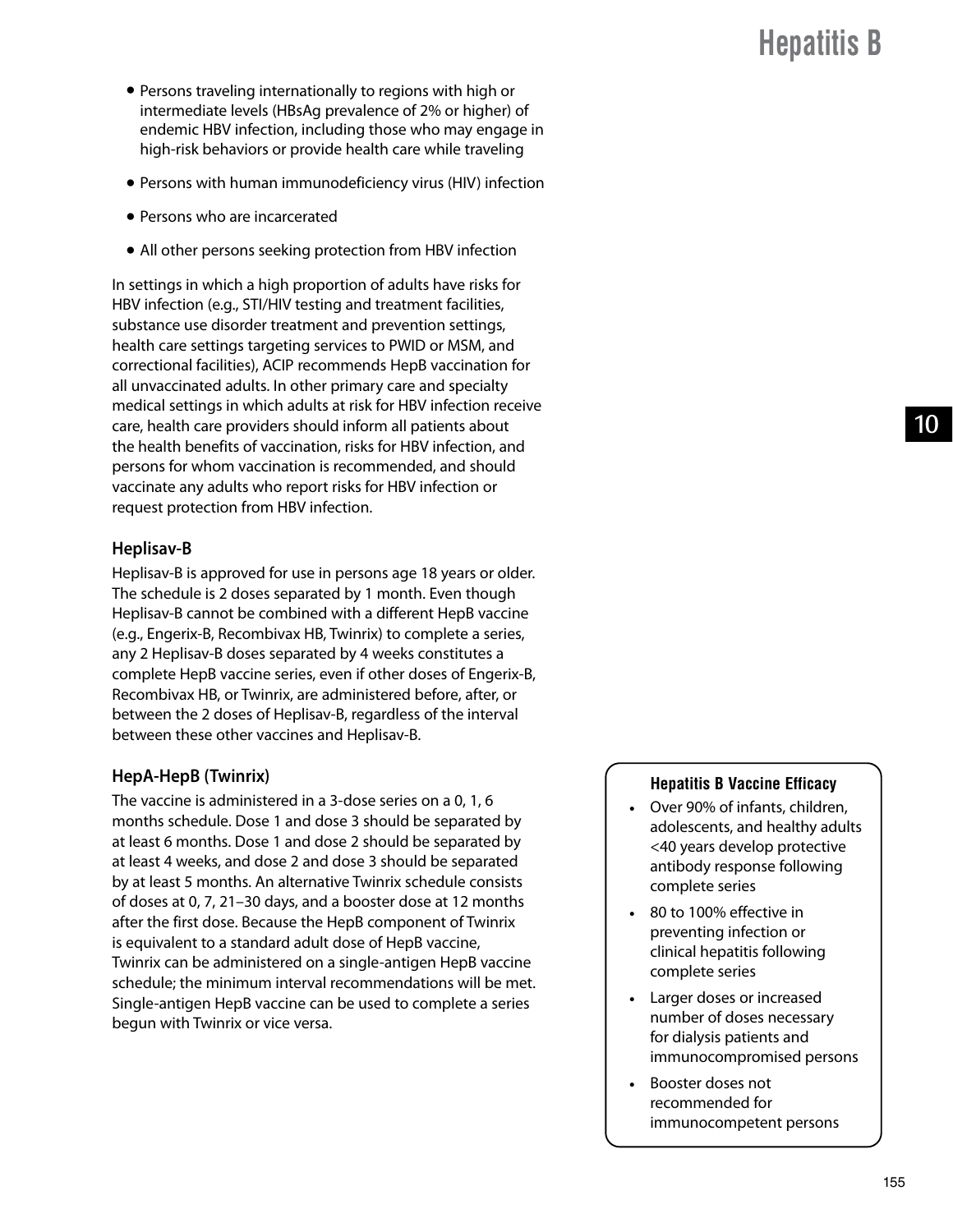- Persons traveling internationally to regions with high or intermediate levels (HBsAg prevalence of 2% or higher) of endemic HBV infection, including those who may engage in high-risk behaviors or provide health care while traveling
- Persons with human immunodeficiency virus (HIV) infection
- Persons who are incarcerated
- All other persons seeking protection from HBV infection

In settings in which a high proportion of adults have risks for HBV infection (e.g., STI/HIV testing and treatment facilities, substance use disorder treatment and prevention settings, health care settings targeting services to PWID or MSM, and correctional facilities), ACIP recommends HepB vaccination for all unvaccinated adults. In other primary care and specialty medical settings in which adults at risk for HBV infection receive care, health care providers should inform all patients about the health benefits of vaccination, risks for HBV infection, and persons for whom vaccination is recommended, and should vaccinate any adults who report risks for HBV infection or request protection from HBV infection.

### Heplisav-B

Heplisav-B is approved for use in persons age 18 years or older. The schedule is 2 doses separated by 1 month. Even though Heplisav-B cannot be combined with a different HepB vaccine (e.g., Engerix-B, Recombivax HB, Twinrix) to complete a series, any 2 Heplisav-B doses separated by 4 weeks constitutes a complete HepB vaccine series, even if other doses of Engerix-B, Recombivax HB, or Twinrix, are administered before, after, or between the 2 doses of Heplisav-B, regardless of the interval between these other vaccines and Heplisav-B.

### HepA-HepB (Twinrix)

The vaccine is administered in a 3-dose series on a 0, 1, 6 months schedule. Dose 1 and dose 3 should be separated by at least 6 months. Dose 1 and dose 2 should be separated by at least 4 weeks, and dose 2 and dose 3 should be separated by at least 5 months. An alternative Twinrix schedule consists of doses at 0, 7, 21–30 days, and a booster dose at 12 months after the first dose. Because the HepB component of Twinrix is equivalent to a standard adult dose of HepB vaccine, Twinrix can be administered on a single-antigen HepB vaccine schedule; the minimum interval recommendations will be met. Single-antigen HepB vaccine can be used to complete a series begun with Twinrix or vice versa.

**Hepatitis B Vaccine Efficacy**

- Over 90% of infants, children, adolescents, and healthy adults <40 years develop protective antibody response following complete series
- 80 to 100% effective in preventing infection or clinical hepatitis following complete series
- Larger doses or increased number of doses necessary for dialysis patients and immunocompromised persons
- Booster doses not recommended for immunocompetent persons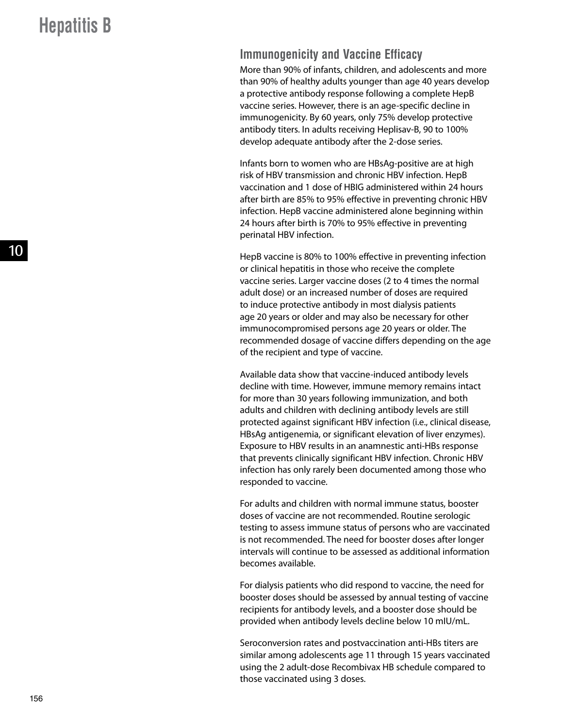## Immunogenicity and Vaccine Efficacy

More than 90% of infants, children, and adolescents and more than 90% of healthy adults younger than age 40 years develop a protective antibody response following a complete HepB vaccine series. However, there is an age-specific decline in immunogenicity. By 60 years, only 75% develop protective antibody titers. In adults receiving Heplisav-B, 90 to 100% develop adequate antibody after the 2-dose series.

Infants born to women who are HBsAg-positive are at high risk of HBV transmission and chronic HBV infection. HepB vaccination and 1 dose of HBIG administered within 24 hours after birth are 85% to 95% effective in preventing chronic HBV infection. HepB vaccine administered alone beginning within 24 hours after birth is 70% to 95% effective in preventing perinatal HBV infection.

HepB vaccine is 80% to 100% effective in preventing infection or clinical hepatitis in those who receive the complete vaccine series. Larger vaccine doses (2 to 4 times the normal adult dose) or an increased number of doses are required to induce protective antibody in most dialysis patients age 20 years or older and may also be necessary for other immunocompromised persons age 20 years or older. The recommended dosage of vaccine differs depending on the age of the recipient and type of vaccine.

Available data show that vaccine-induced antibody levels decline with time. However, immune memory remains intact for more than 30 years following immunization, and both adults and children with declining antibody levels are still protected against significant HBV infection (i.e., clinical disease, HBsAg antigenemia, or significant elevation of liver enzymes). Exposure to HBV results in an anamnestic anti-HBs response that prevents clinically significant HBV infection. Chronic HBV infection has only rarely been documented among those who responded to vaccine.

For adults and children with normal immune status, booster doses of vaccine are not recommended. Routine serologic testing to assess immune status of persons who are vaccinated is not recommended. The need for booster doses after longer intervals will continue to be assessed as additional information becomes available.

For dialysis patients who did respond to vaccine, the need for booster doses should be assessed by annual testing of vaccine recipients for antibody levels, and a booster dose should be provided when antibody levels decline below 10 mIU/mL.

Seroconversion rates and postvaccination anti-HBs titers are similar among adolescents age 11 through 15 years vaccinated using the 2 adult-dose Recombivax HB schedule compared to those vaccinated using 3 doses.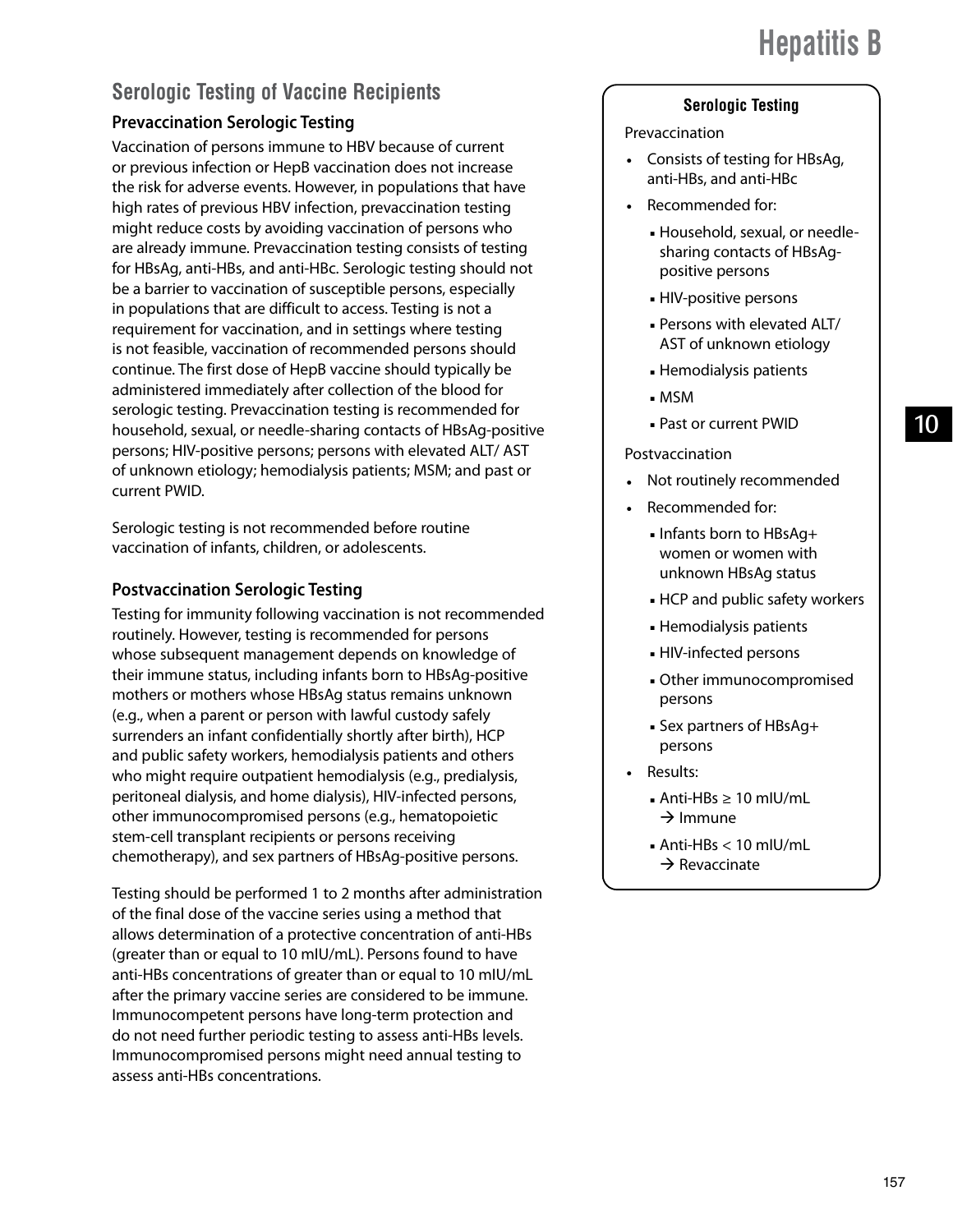## Serologic Testing of Vaccine Recipients

### Prevaccination Serologic Testing

Vaccination of persons immune to HBV because of current or previous infection or HepB vaccination does not increase the risk for adverse events. However, in populations that have high rates of previous HBV infection, prevaccination testing might reduce costs by avoiding vaccination of persons who are already immune. Prevaccination testing consists of testing for HBsAg, anti-HBs, and anti-HBc. Serologic testing should not be a barrier to vaccination of susceptible persons, especially in populations that are difficult to access. Testing is not a requirement for vaccination, and in settings where testing is not feasible, vaccination of recommended persons should continue. The first dose of HepB vaccine should typically be administered immediately after collection of the blood for serologic testing. Prevaccination testing is recommended for household, sexual, or needle-sharing contacts of HBsAg-positive persons; HIV-positive persons; persons with elevated ALT/ AST of unknown etiology; hemodialysis patients; MSM; and past or current PWID.

Serologic testing is not recommended before routine vaccination of infants, children, or adolescents.

### Postvaccination Serologic Testing

Testing for immunity following vaccination is not recommended routinely. However, testing is recommended for persons whose subsequent management depends on knowledge of their immune status, including infants born to HBsAg-positive mothers or mothers whose HBsAg status remains unknown (e.g., when a parent or person with lawful custody safely surrenders an infant confidentially shortly after birth), HCP and public safety workers, hemodialysis patients and others who might require outpatient hemodialysis (e.g., predialysis, peritoneal dialysis, and home dialysis), HIV-infected persons, other immunocompromised persons (e.g., hematopoietic stem-cell transplant recipients or persons receiving chemotherapy), and sex partners of HBsAg-positive persons.

Testing should be performed 1 to 2 months after administration of the final dose of the vaccine series using a method that allows determination of a protective concentration of anti-HBs (greater than or equal to 10 mIU/mL). Persons found to have anti-HBs concentrations of greater than or equal to 10 mIU/mL after the primary vaccine series are considered to be immune. Immunocompetent persons have long-term protection and do not need further periodic testing to assess anti-HBs levels. Immunocompromised persons might need annual testing to assess anti-HBs concentrations.

**Serologic Testing**

Prevaccination

- Consists of testing for HBsAg, anti-HBs, and anti-HBc
- Recommended for:
  - Household, sexual, or needle-sharing contacts of HBsAg-positive persons
  - HIV-positive persons
  - Persons with elevated ALT/ AST of unknown etiology
  - Hemodialysis patients
  - MSM
  - Past or current PWID

Postvaccination

- Not routinely recommended
- Recommended for:
  - Infants born to HBsAg+ women or women with unknown HBsAg status
  - HCP and public safety workers
  - Hemodialysis patients
  - HIV-infected persons
  - Other immunocompromised persons
  - Sex partners of HBsAg+ persons
- Results:
  - Anti-HBs ≥ 10 mIU/mL → Immune
  - Anti-HBs < 10 mIU/mL → Revaccinate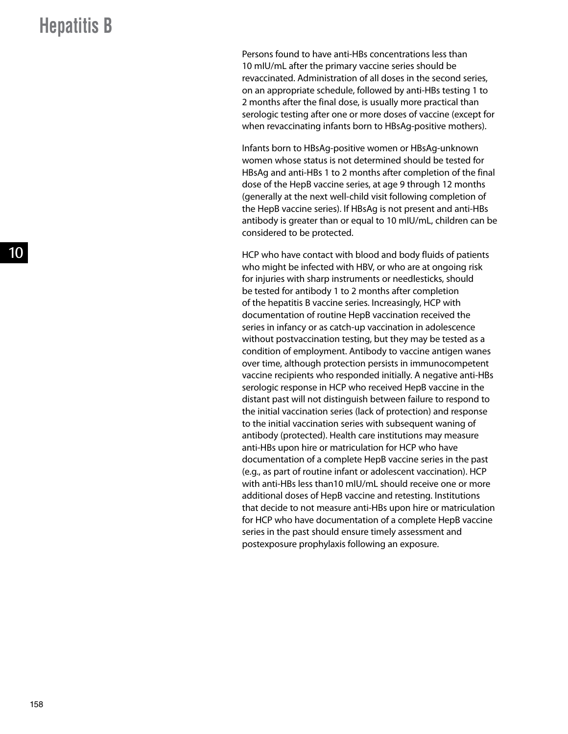Persons found to have anti-HBs concentrations less than 10 mIU/mL after the primary vaccine series should be revaccinated. Administration of all doses in the second series, on an appropriate schedule, followed by anti-HBs testing 1 to 2 months after the final dose, is usually more practical than serologic testing after one or more doses of vaccine (except for when revaccinating infants born to HBsAg-positive mothers).

Infants born to HBsAg-positive women or HBsAg-unknown women whose status is not determined should be tested for HBsAg and anti-HBs 1 to 2 months after completion of the final dose of the HepB vaccine series, at age 9 through 12 months (generally at the next well-child visit following completion of the HepB vaccine series). If HBsAg is not present and anti-HBs antibody is greater than or equal to 10 mIU/mL, children can be considered to be protected.

HCP who have contact with blood and body fluids of patients who might be infected with HBV, or who are at ongoing risk for injuries with sharp instruments or needlesticks, should be tested for antibody 1 to 2 months after completion of the hepatitis B vaccine series. Increasingly, HCP with documentation of routine HepB vaccination received the series in infancy or as catch-up vaccination in adolescence without postvaccination testing, but they may be tested as a condition of employment. Antibody to vaccine antigen wanes over time, although protection persists in immunocompetent vaccine recipients who responded initially. A negative anti-HBs serologic response in HCP who received HepB vaccine in the distant past will not distinguish between failure to respond to the initial vaccination series (lack of protection) and response to the initial vaccination series with subsequent waning of antibody (protected). Health care institutions may measure anti-HBs upon hire or matriculation for HCP who have documentation of a complete HepB vaccine series in the past (e.g., as part of routine infant or adolescent vaccination). HCP with anti-HBs less than10 mIU/mL should receive one or more additional doses of HepB vaccine and retesting. Institutions that decide to not measure anti-HBs upon hire or matriculation for HCP who have documentation of a complete HepB vaccine series in the past should ensure timely assessment and postexposure prophylaxis following an exposure.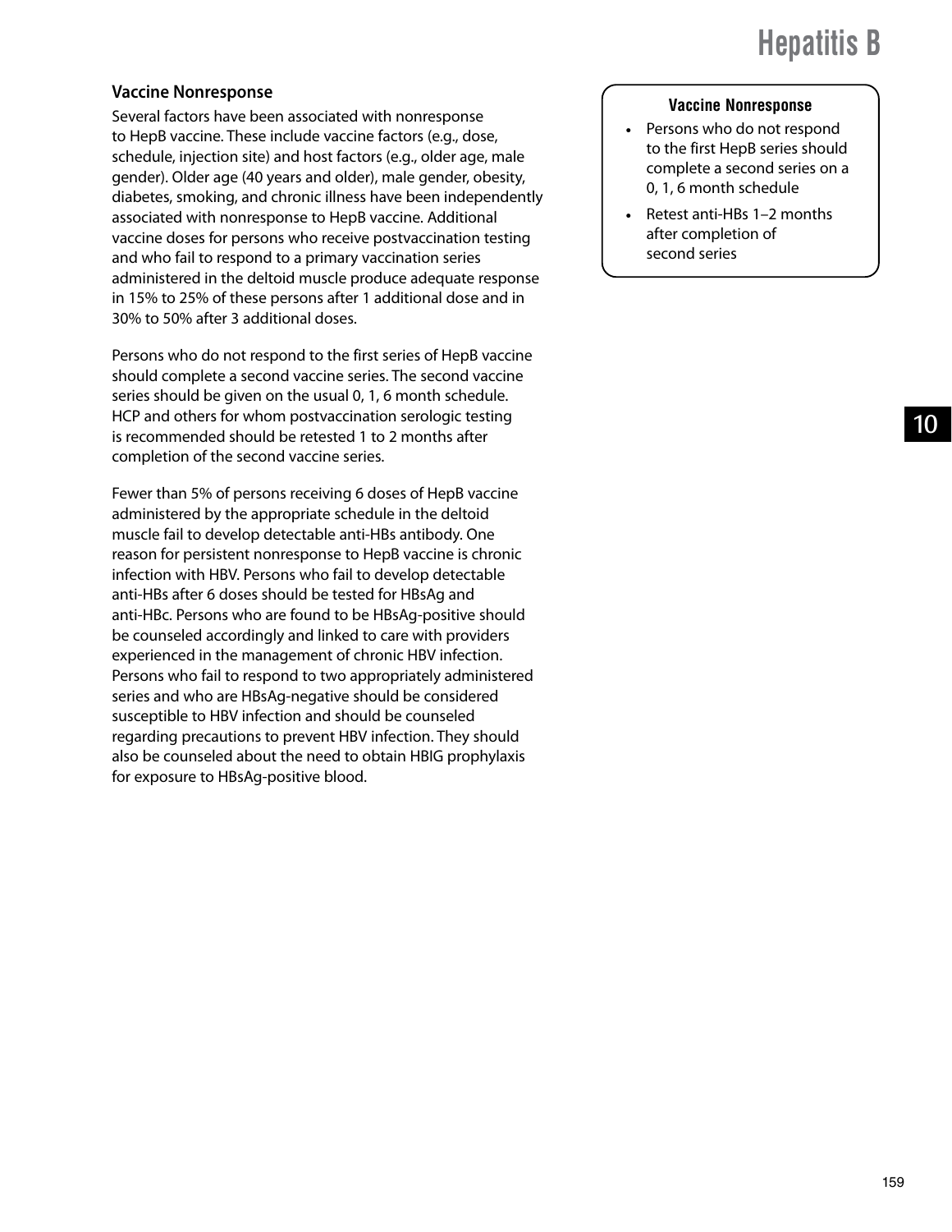### Vaccine Nonresponse

Several factors have been associated with nonresponse to HepB vaccine. These include vaccine factors (e.g., dose, schedule, injection site) and host factors (e.g., older age, male gender). Older age (40 years and older), male gender, obesity, diabetes, smoking, and chronic illness have been independently associated with nonresponse to HepB vaccine. Additional vaccine doses for persons who receive postvaccination testing and who fail to respond to a primary vaccination series administered in the deltoid muscle produce adequate response in 15% to 25% of these persons after 1 additional dose and in 30% to 50% after 3 additional doses.

Persons who do not respond to the first series of HepB vaccine should complete a second vaccine series. The second vaccine series should be given on the usual 0, 1, 6 month schedule. HCP and others for whom postvaccination serologic testing is recommended should be retested 1 to 2 months after completion of the second vaccine series.

Fewer than 5% of persons receiving 6 doses of HepB vaccine administered by the appropriate schedule in the deltoid muscle fail to develop detectable anti-HBs antibody. One reason for persistent nonresponse to HepB vaccine is chronic infection with HBV. Persons who fail to develop detectable anti-HBs after 6 doses should be tested for HBsAg and anti-HBc. Persons who are found to be HBsAg-positive should be counseled accordingly and linked to care with providers experienced in the management of chronic HBV infection. Persons who fail to respond to two appropriately administered series and who are HBsAg-negative should be considered susceptible to HBV infection and should be counseled regarding precautions to prevent HBV infection. They should also be counseled about the need to obtain HBIG prophylaxis for exposure to HBsAg-positive blood.

**Vaccine Nonresponse**

- Persons who do not respond to the first HepB series should complete a second series on a 0, 1, 6 month schedule
- Retest anti-HBs 1–2 months after completion of second series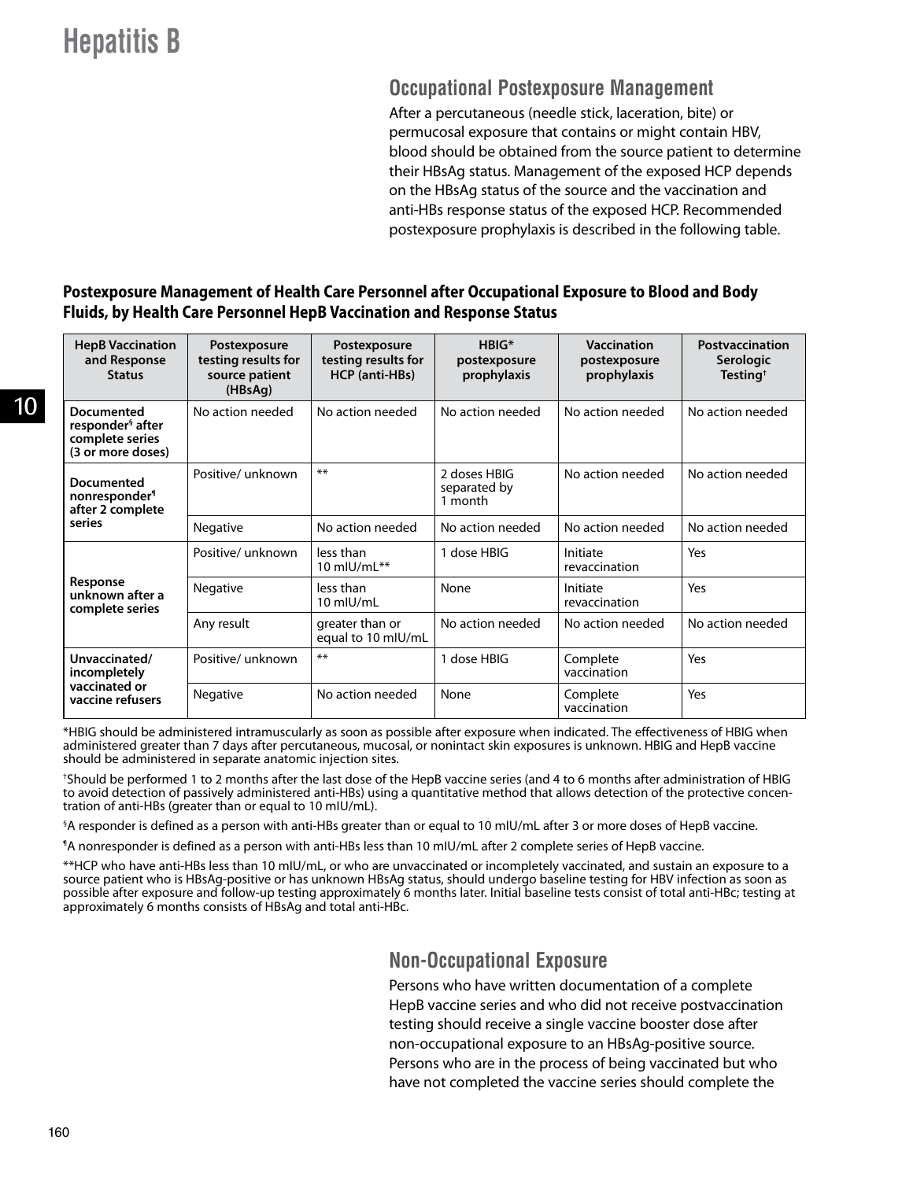# Hepatitis B

## Occupational Postexposure Management

After a percutaneous (needle stick, laceration, bite) or permucosal exposure that contains or might contain HBV, blood should be obtained from the source patient to determine their HBsAg status. Management of the exposed HCP depends on the HBsAg status of the source and the vaccination and anti-HBs response status of the exposed HCP. Recommended postexposure prophylaxis is described in the following table.

**Postexposure Management of Health Care Personnel after Occupational Exposure to Blood and Body Fluids, by Health Care Personnel HepB Vaccination and Response Status**

| HepB Vaccination and Response Status | Postexposure testing results for source patient (HBsAg) | Postexposure testing results for HCP (anti-HBs) | HBIG* postexposure prophylaxis | Vaccination postexposure prophylaxis | Postvaccination Serologic Testing† |
|---|---|---|---|---|---|
| **Documented responder§ after complete series (3 or more doses)** | No action needed | No action needed | No action needed | No action needed | No action needed |
| **Documented nonresponder¶ after 2 complete series** | Positive/ unknown | ** | 2 doses HBIG separated by 1 month | No action needed | No action needed |
| | Negative | No action needed | No action needed | No action needed | No action needed |
| **Response unknown after a complete series** | Positive/ unknown | less than 10 mIU/mL** | 1 dose HBIG | Initiate revaccination | Yes |
| | Negative | less than 10 mIU/mL | None | Initiate revaccination | Yes |
| | Any result | greater than or equal to 10 mIU/mL | No action needed | No action needed | No action needed |
| **Unvaccinated/ incompletely vaccinated or vaccine refusers** | Positive/ unknown | ** | 1 dose HBIG | Complete vaccination | Yes |
| | Negative | No action needed | None | Complete vaccination | Yes |

*HBIG should be administered intramuscularly as soon as possible after exposure when indicated. The effectiveness of HBIG when administered greater than 7 days after percutaneous, mucosal, or nonintact skin exposures is unknown. HBIG and HepB vaccine should be administered in separate anatomic injection sites.

†Should be performed 1 to 2 months after the last dose of the HepB vaccine series (and 4 to 6 months after administration of HBIG to avoid detection of passively administered anti-HBs) using a quantitative method that allows detection of the protective concentration of anti-HBs (greater than or equal to 10 mIU/mL).

§A responder is defined as a person with anti-HBs greater than or equal to 10 mIU/mL after 3 or more doses of HepB vaccine.

¶A nonresponder is defined as a person with anti-HBs less than 10 mIU/mL after 2 complete series of HepB vaccine.

**HCP who have anti-HBs less than 10 mIU/mL, or who are unvaccinated or incompletely vaccinated, and sustain an exposure to a source patient who is HBsAg-positive or has unknown HBsAg status, should undergo baseline testing for HBV infection as soon as possible after exposure and follow-up testing approximately 6 months later. Initial baseline tests consist of total anti-HBc; testing at approximately 6 months consists of HBsAg and total anti-HBc.

## Non-Occupational Exposure

Persons who have written documentation of a complete HepB vaccine series and who did not receive postvaccination testing should receive a single vaccine booster dose after non-occupational exposure to an HBsAg-positive source. Persons who are in the process of being vaccinated but who have not completed the vaccine series should complete the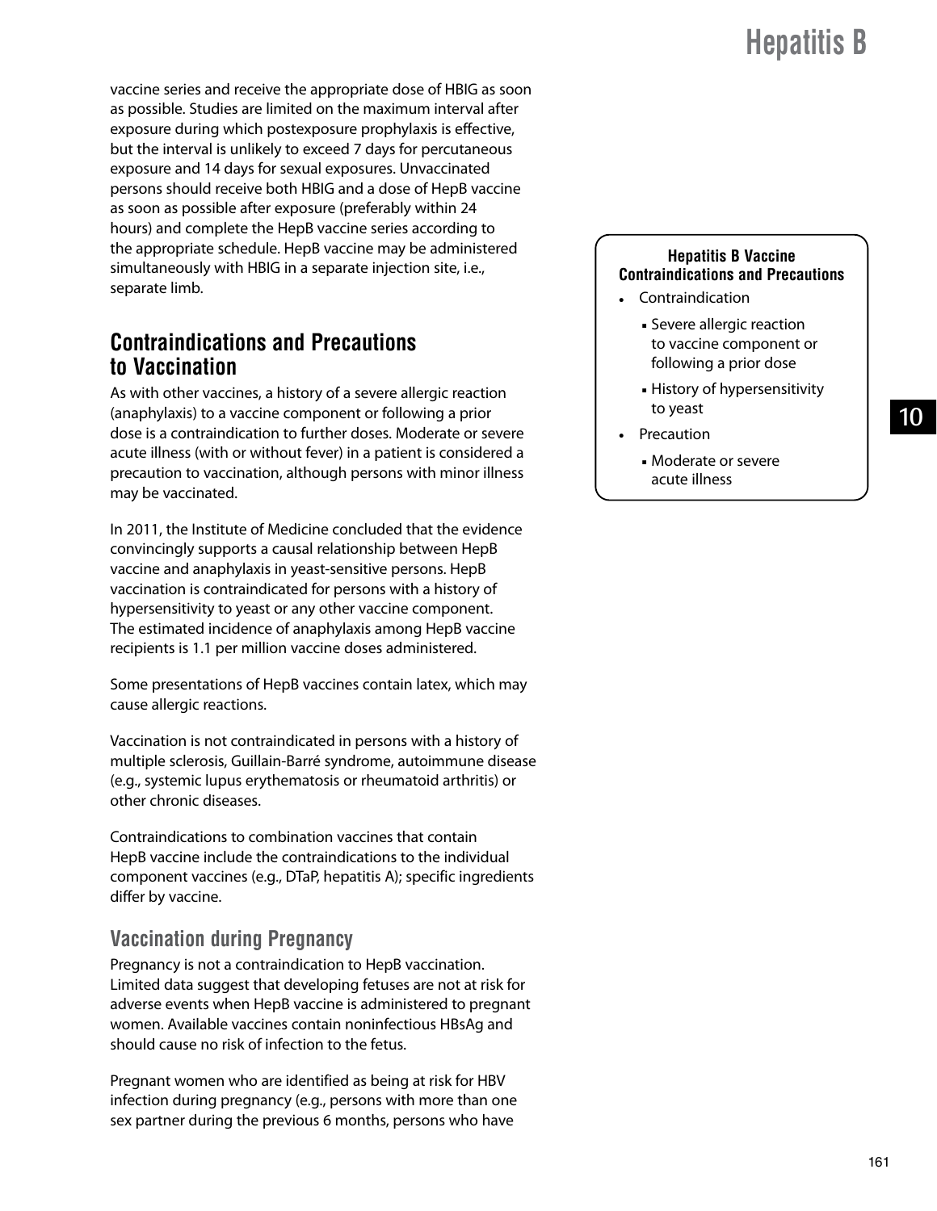vaccine series and receive the appropriate dose of HBIG as soon as possible. Studies are limited on the maximum interval after exposure during which postexposure prophylaxis is effective, but the interval is unlikely to exceed 7 days for percutaneous exposure and 14 days for sexual exposures. Unvaccinated persons should receive both HBIG and a dose of HepB vaccine as soon as possible after exposure (preferably within 24 hours) and complete the HepB vaccine series according to the appropriate schedule. HepB vaccine may be administered simultaneously with HBIG in a separate injection site, i.e., separate limb.

## Contraindications and Precautions to Vaccination

As with other vaccines, a history of a severe allergic reaction (anaphylaxis) to a vaccine component or following a prior dose is a contraindication to further doses. Moderate or severe acute illness (with or without fever) in a patient is considered a precaution to vaccination, although persons with minor illness may be vaccinated.

In 2011, the Institute of Medicine concluded that the evidence convincingly supports a causal relationship between HepB vaccine and anaphylaxis in yeast-sensitive persons. HepB vaccination is contraindicated for persons with a history of hypersensitivity to yeast or any other vaccine component. The estimated incidence of anaphylaxis among HepB vaccine recipients is 1.1 per million vaccine doses administered.

Some presentations of HepB vaccines contain latex, which may cause allergic reactions.

Vaccination is not contraindicated in persons with a history of multiple sclerosis, Guillain-Barré syndrome, autoimmune disease (e.g., systemic lupus erythematosis or rheumatoid arthritis) or other chronic diseases.

Contraindications to combination vaccines that contain HepB vaccine include the contraindications to the individual component vaccines (e.g., DTaP, hepatitis A); specific ingredients differ by vaccine.

**Hepatitis B Vaccine Contraindications and Precautions**

- Contraindication
  - Severe allergic reaction to vaccine component or following a prior dose
  - History of hypersensitivity to yeast
- Precaution
  - Moderate or severe acute illness

### Vaccination during Pregnancy

Pregnancy is not a contraindication to HepB vaccination. Limited data suggest that developing fetuses are not at risk for adverse events when HepB vaccine is administered to pregnant women. Available vaccines contain noninfectious HBsAg and should cause no risk of infection to the fetus.

Pregnant women who are identified as being at risk for HBV infection during pregnancy (e.g., persons with more than one sex partner during the previous 6 months, persons who have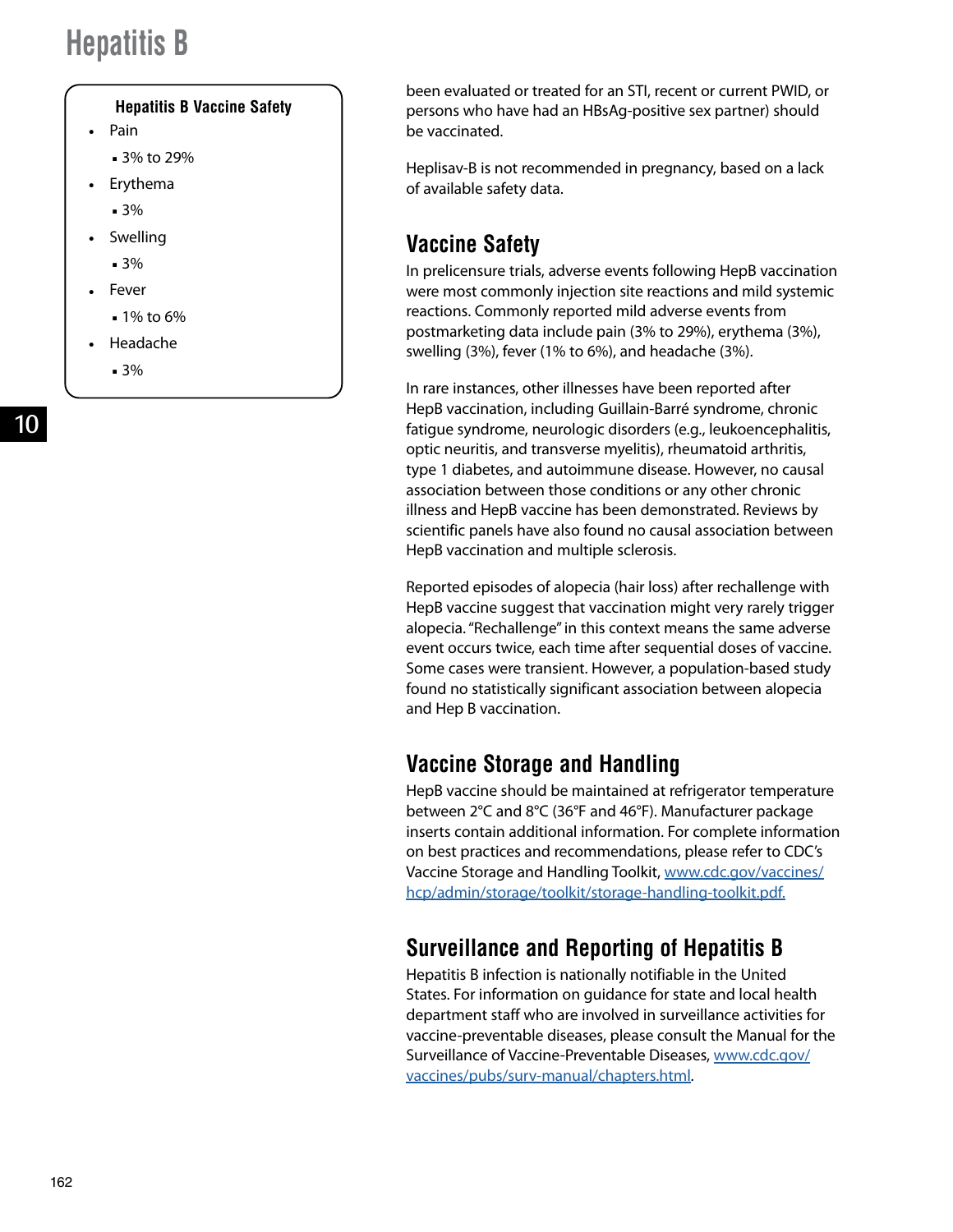**Hepatitis B Vaccine Safety**

- Pain
  - 3% to 29%
- Erythema
  - 3%
- Swelling
  - 3%
- Fever
  - 1% to 6%
- Headache
  - 3%

been evaluated or treated for an STI, recent or current PWID, or persons who have had an HBsAg-positive sex partner) should be vaccinated.

Heplisav-B is not recommended in pregnancy, based on a lack of available safety data.

## Vaccine Safety

In prelicensure trials, adverse events following HepB vaccination were most commonly injection site reactions and mild systemic reactions. Commonly reported mild adverse events from postmarketing data include pain (3% to 29%), erythema (3%), swelling (3%), fever (1% to 6%), and headache (3%).

In rare instances, other illnesses have been reported after HepB vaccination, including Guillain-Barré syndrome, chronic fatigue syndrome, neurologic disorders (e.g., leukoencephalitis, optic neuritis, and transverse myelitis), rheumatoid arthritis, type 1 diabetes, and autoimmune disease. However, no causal association between those conditions or any other chronic illness and HepB vaccine has been demonstrated. Reviews by scientific panels have also found no causal association between HepB vaccination and multiple sclerosis.

Reported episodes of alopecia (hair loss) after rechallenge with HepB vaccine suggest that vaccination might very rarely trigger alopecia. "Rechallenge" in this context means the same adverse event occurs twice, each time after sequential doses of vaccine. Some cases were transient. However, a population-based study found no statistically significant association between alopecia and Hep B vaccination.

## Vaccine Storage and Handling

HepB vaccine should be maintained at refrigerator temperature between 2°C and 8°C (36°F and 46°F). Manufacturer package inserts contain additional information. For complete information on best practices and recommendations, please refer to CDC's Vaccine Storage and Handling Toolkit, [www.cdc.gov/vaccines/hcp/admin/storage/toolkit/storage-handling-toolkit.pdf.](www.cdc.gov/vaccines/hcp/admin/storage/toolkit/storage-handling-toolkit.pdf)

## Surveillance and Reporting of Hepatitis B

Hepatitis B infection is nationally notifiable in the United States. For information on guidance for state and local health department staff who are involved in surveillance activities for vaccine-preventable diseases, please consult the Manual for the Surveillance of Vaccine-Preventable Diseases, [www.cdc.gov/vaccines/pubs/surv-manual/chapters.html](www.cdc.gov/vaccines/pubs/surv-manual/chapters.html).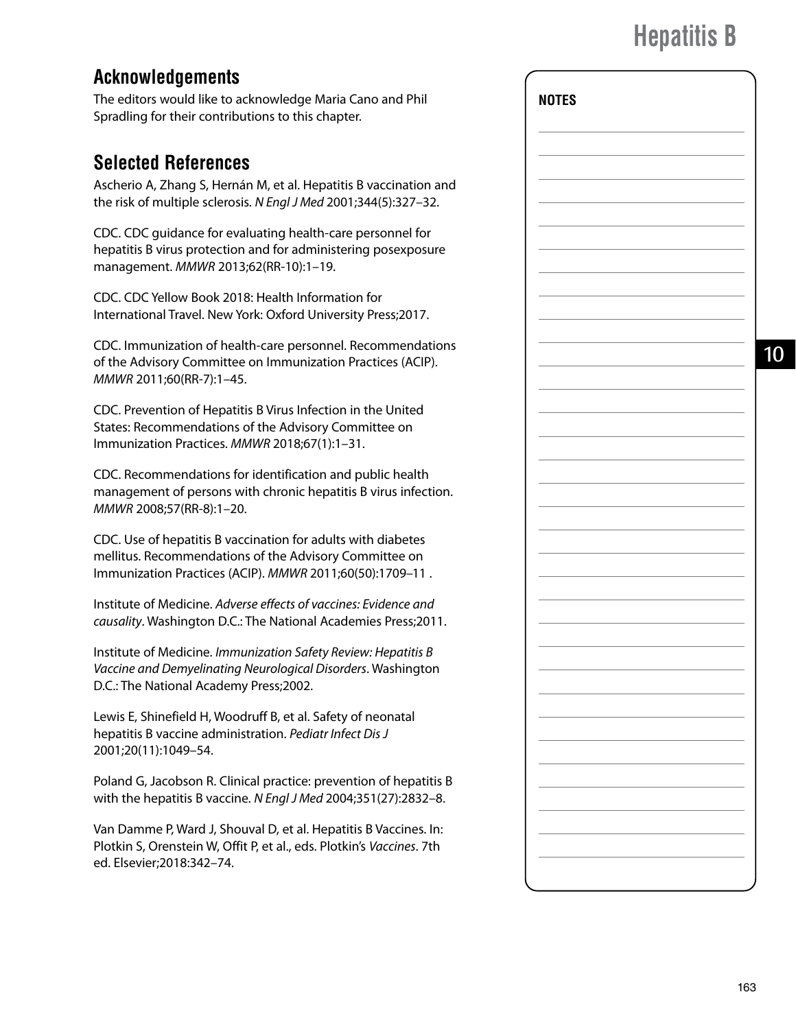## Acknowledgements

The editors would like to acknowledge Maria Cano and Phil Spradling for their contributions to this chapter.

## Selected References

Ascherio A, Zhang S, Hernán M, et al. Hepatitis B vaccination and the risk of multiple sclerosis. *N Engl J Med* 2001;344(5):327–32.

CDC. CDC guidance for evaluating health-care personnel for hepatitis B virus protection and for administering posexposure management. *MMWR* 2013;62(RR-10):1–19.

CDC. CDC Yellow Book 2018: Health Information for International Travel. New York: Oxford University Press;2017.

CDC. Immunization of health-care personnel. Recommendations of the Advisory Committee on Immunization Practices (ACIP). *MMWR* 2011;60(RR-7):1–45.

CDC. Prevention of Hepatitis B Virus Infection in the United States: Recommendations of the Advisory Committee on Immunization Practices. *MMWR* 2018;67(1):1–31.

CDC. Recommendations for identification and public health management of persons with chronic hepatitis B virus infection. *MMWR* 2008;57(RR-8):1–20.

CDC. Use of hepatitis B vaccination for adults with diabetes mellitus. Recommendations of the Advisory Committee on Immunization Practices (ACIP). *MMWR* 2011;60(50):1709–11 .

Institute of Medicine. *Adverse effects of vaccines: Evidence and causality*. Washington D.C.: The National Academies Press;2011.

Institute of Medicine. *Immunization Safety Review: Hepatitis B Vaccine and Demyelinating Neurological Disorders*. Washington D.C.: The National Academy Press;2002.

Lewis E, Shinefield H, Woodruff B, et al. Safety of neonatal hepatitis B vaccine administration. *Pediatr Infect Dis J* 2001;20(11):1049–54.

Poland G, Jacobson R. Clinical practice: prevention of hepatitis B with the hepatitis B vaccine. *N Engl J Med* 2004;351(27):2832–8.

Van Damme P, Ward J, Shouval D, et al. Hepatitis B Vaccines. In: Plotkin S, Orenstein W, Offit P, et al., eds. Plotkin's *Vaccines*. 7th ed. Elsevier;2018:342–74.

**NOTES**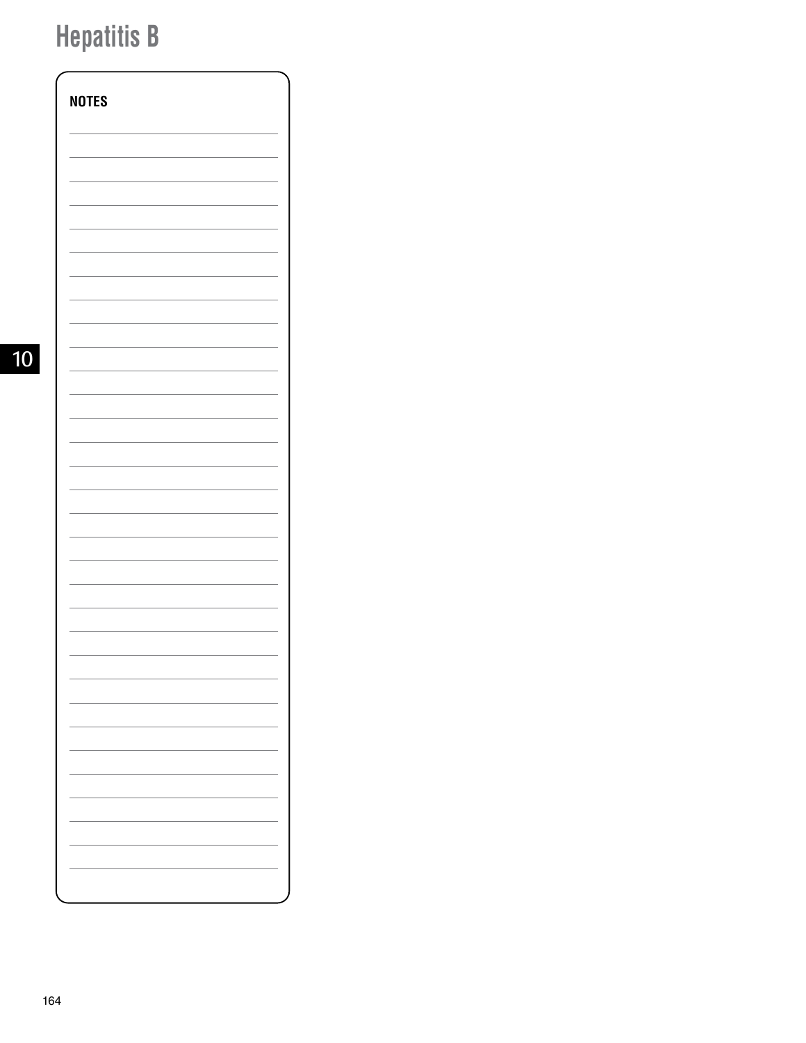**NOTES**